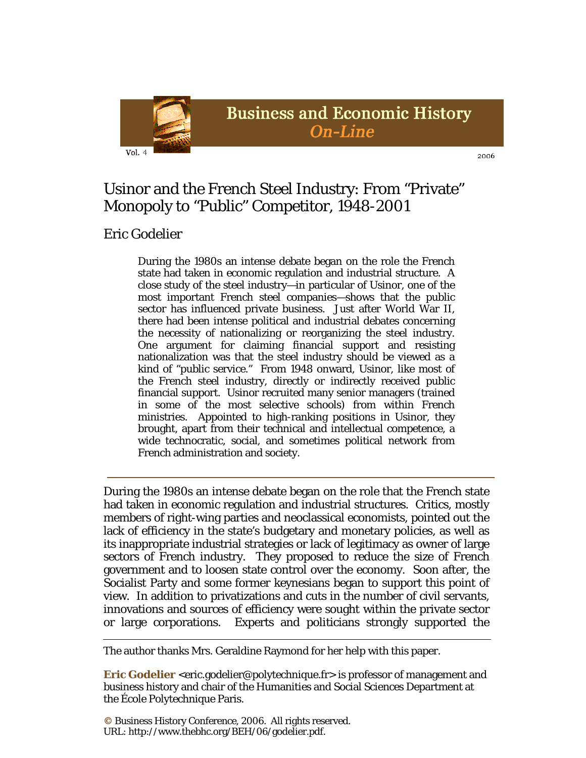# Usinor and the French Steel Industry: From "Private" Monopoly to "Public" Competitor, 1948-2001

Eric Godelier

> During the 1980s an intense debate began on the role the French state had taken in economic regulation and industrial structure. A close study of the steel industry—in particular of Usinor, one of the most important French steel companies—shows that the public sector has influenced private business. Just after World War II, there had been intense political and industrial debates concerning the necessity of nationalizing or reorganizing the steel industry. One argument for claiming financial support and resisting nationalization was that the steel industry should be viewed as a kind of "public service." From 1948 onward, Usinor, like most of the French steel industry, directly or indirectly received public financial support. Usinor recruited many senior managers (trained in some of the most selective schools) from within French ministries. Appointed to high-ranking positions in Usinor, they brought, apart from their technical and intellectual competence, a wide technocratic, social, and sometimes political network from French administration and society.

---

During the 1980s an intense debate began on the role that the French state had taken in economic regulation and industrial structures. Critics, mostly members of right-wing parties and neoclassical economists, pointed out the lack of efficiency in the state's budgetary and monetary policies, as well as its inappropriate industrial strategies or lack of legitimacy as owner of large sectors of French industry. They proposed to reduce the size of French government and to loosen state control over the economy. Soon after, the Socialist Party and some former keynesians began to support this point of view. In addition to privatizations and cuts in the number of civil servants, innovations and sources of efficiency were sought within the private sector or large corporations. Experts and politicians strongly supported the

---

The author thanks Mrs. Geraldine Raymond for her help with this paper.

**Eric Godelier** <eric.godelier@polytechnique.fr> is professor of management and business history and chair of the Humanities and Social Sciences Department at the École Polytechnique Paris.

© Business History Conference, 2006. All rights reserved.
URL: http://www.thebhc.org/BEH/06/godelier.pdf.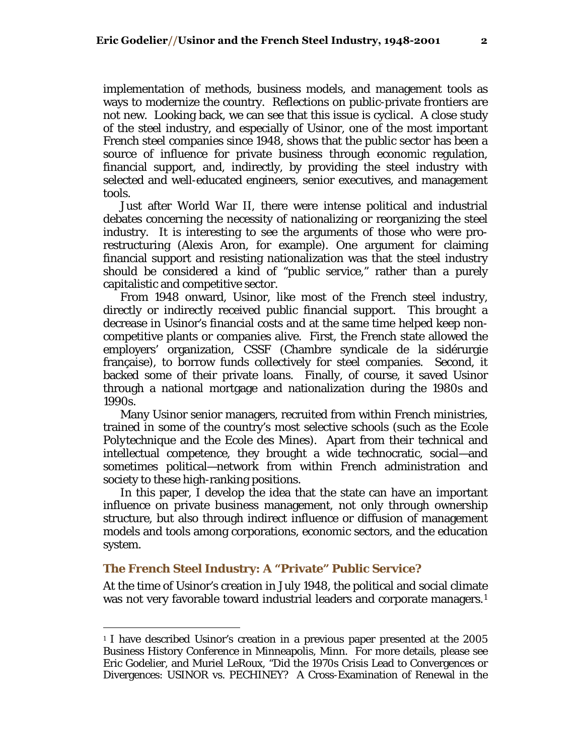implementation of methods, business models, and management tools as ways to modernize the country. Reflections on public-private frontiers are not new. Looking back, we can see that this issue is cyclical. A close study of the steel industry, and especially of Usinor, one of the most important French steel companies since 1948, shows that the public sector has been a source of influence for private business through economic regulation, financial support, and, indirectly, by providing the steel industry with selected and well-educated engineers, senior executives, and management tools.

Just after World War II, there were intense political and industrial debates concerning the necessity of nationalizing or reorganizing the steel industry. It is interesting to see the arguments of those who were pro-restructuring (Alexis Aron, for example). One argument for claiming financial support and resisting nationalization was that the steel industry should be considered a kind of "public service," rather than a purely capitalistic and competitive sector.

From 1948 onward, Usinor, like most of the French steel industry, directly or indirectly received public financial support. This brought a decrease in Usinor's financial costs and at the same time helped keep non-competitive plants or companies alive. First, the French state allowed the employers' organization, CSSF (Chambre syndicale de la sidérurgie française), to borrow funds collectively for steel companies. Second, it backed some of their private loans. Finally, of course, it saved Usinor through a national mortgage and nationalization during the 1980s and 1990s.

Many Usinor senior managers, recruited from within French ministries, trained in some of the country's most selective schools (such as the Ecole Polytechnique and the Ecole des Mines). Apart from their technical and intellectual competence, they brought a wide technocratic, social—and sometimes political—network from within French administration and society to these high-ranking positions.

In this paper, I develop the idea that the state can have an important influence on private business management, not only through ownership structure, but also through indirect influence or diffusion of management models and tools among corporations, economic sectors, and the education system.

## The French Steel Industry: A "Private" Public Service?

At the time of Usinor's creation in July 1948, the political and social climate was not very favorable toward industrial leaders and corporate managers.[1]

[1] I have described Usinor's creation in a previous paper presented at the 2005 Business History Conference in Minneapolis, Minn. For more details, please see Eric Godelier, and Muriel LeRoux, "Did the 1970s Crisis Lead to Convergences or Divergences: USINOR vs. PECHINEY? A Cross-Examination of Renewal in the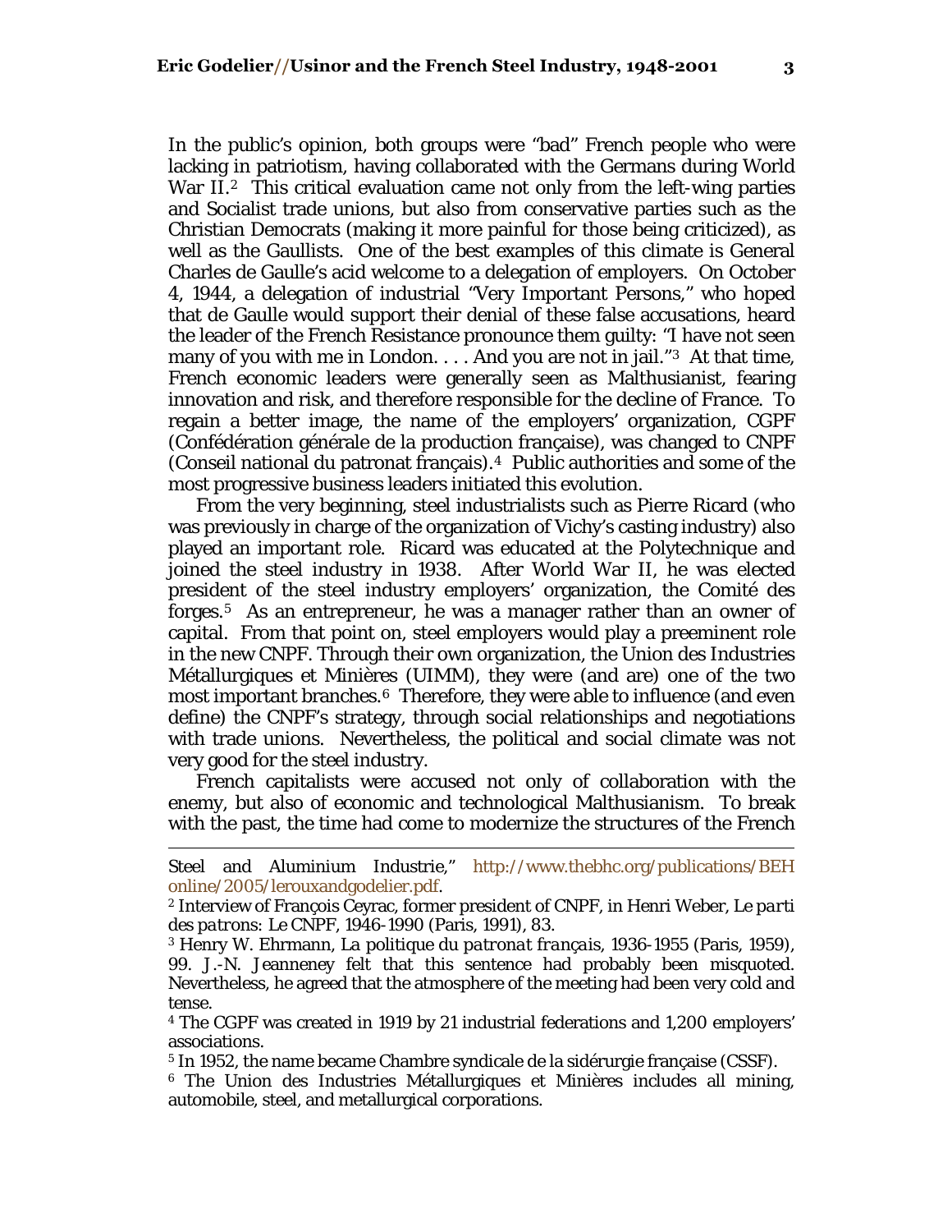In the public's opinion, both groups were "bad" French people who were lacking in patriotism, having collaborated with the Germans during World War II.[2] This critical evaluation came not only from the left-wing parties and Socialist trade unions, but also from conservative parties such as the Christian Democrats (making it more painful for those being criticized), as well as the Gaullists. One of the best examples of this climate is General Charles de Gaulle's acid welcome to a delegation of employers. On October 4, 1944, a delegation of industrial "Very Important Persons," who hoped that de Gaulle would support their denial of these false accusations, heard the leader of the French Resistance pronounce them guilty: "I have not seen many of you with me in London. . . . And you are not in jail."[3] At that time, French economic leaders were generally seen as Malthusianist, fearing innovation and risk, and therefore responsible for the decline of France. To regain a better image, the name of the employers' organization, CGPF (Confédération générale de la production française), was changed to CNPF (Conseil national du patronat français).[4] Public authorities and some of the most progressive business leaders initiated this evolution.

From the very beginning, steel industrialists such as Pierre Ricard (who was previously in charge of the organization of Vichy's casting industry) also played an important role. Ricard was educated at the Polytechnique and joined the steel industry in 1938. After World War II, he was elected president of the steel industry employers' organization, the Comité des forges.[5] As an entrepreneur, he was a manager rather than an owner of capital. From that point on, steel employers would play a preeminent role in the new CNPF. Through their own organization, the Union des Industries Métallurgiques et Minières (UIMM), they were (and are) one of the two most important branches.[6] Therefore, they were able to influence (and even define) the CNPF's strategy, through social relationships and negotiations with trade unions. Nevertheless, the political and social climate was not very good for the steel industry.

French capitalists were accused not only of collaboration with the enemy, but also of economic and technological Malthusianism. To break with the past, the time had come to modernize the structures of the French

---

Steel and Aluminium Industrie," http://www.thebhc.org/publications/BEHonline/2005/lerouxandgodelier.pdf.

[2] Interview of François Ceyrac, former president of CNPF, in Henri Weber, *Le parti des patrons: Le CNPF, 1946-1990* (Paris, 1991), 83.

[3] Henry W. Ehrmann, *La politique du patronat français, 1936-1955* (Paris, 1959), 99. J.-N. Jeanneney felt that this sentence had probably been misquoted. Nevertheless, he agreed that the atmosphere of the meeting had been very cold and tense.

[4] The CGPF was created in 1919 by 21 industrial federations and 1,200 employers' associations.

[5] In 1952, the name became Chambre syndicale de la sidérurgie française (CSSF).

[6] The Union des Industries Métallurgiques et Minières includes all mining, automobile, steel, and metallurgical corporations.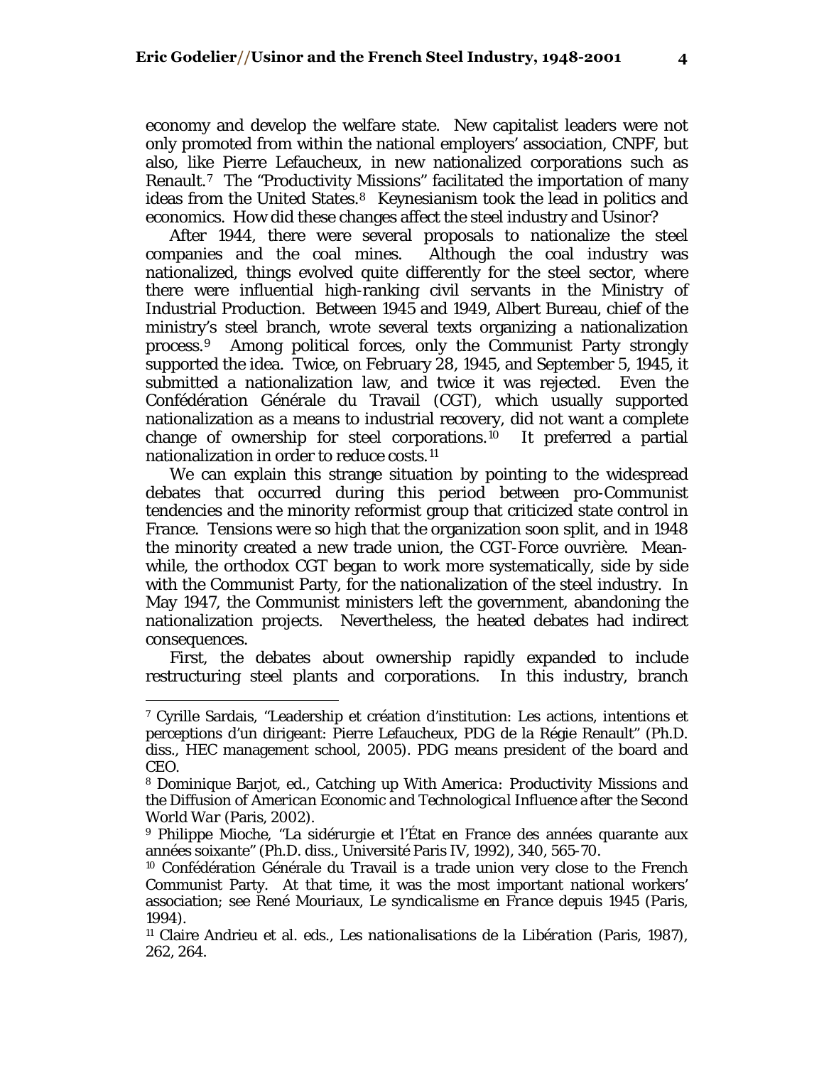economy and develop the welfare state. New capitalist leaders were not only promoted from within the national employers' association, CNPF, but also, like Pierre Lefaucheux, in new nationalized corporations such as Renault.[7] The "Productivity Missions" facilitated the importation of many ideas from the United States.[8] Keynesianism took the lead in politics and economics. How did these changes affect the steel industry and Usinor?

After 1944, there were several proposals to nationalize the steel companies and the coal mines. Although the coal industry was nationalized, things evolved quite differently for the steel sector, where there were influential high-ranking civil servants in the Ministry of Industrial Production. Between 1945 and 1949, Albert Bureau, chief of the ministry's steel branch, wrote several texts organizing a nationalization process.[9] Among political forces, only the Communist Party strongly supported the idea. Twice, on February 28, 1945, and September 5, 1945, it submitted a nationalization law, and twice it was rejected. Even the Confédération Générale du Travail (CGT), which usually supported nationalization as a means to industrial recovery, did not want a complete change of ownership for steel corporations.[10] It preferred a partial nationalization in order to reduce costs.[11]

We can explain this strange situation by pointing to the widespread debates that occurred during this period between pro-Communist tendencies and the minority reformist group that criticized state control in France. Tensions were so high that the organization soon split, and in 1948 the minority created a new trade union, the CGT-Force ouvrière. Meanwhile, the orthodox CGT began to work more systematically, side by side with the Communist Party, for the nationalization of the steel industry. In May 1947, the Communist ministers left the government, abandoning the nationalization projects. Nevertheless, the heated debates had indirect consequences.

First, the debates about ownership rapidly expanded to include restructuring steel plants and corporations. In this industry, branch

---

[7] Cyrille Sardais, "Leadership et création d'institution: Les actions, intentions et perceptions d'un dirigeant: Pierre Lefaucheux, PDG de la Régie Renault" (Ph.D. diss., HEC management school, 2005). PDG means president of the board and CEO.

[8] Dominique Barjot, ed., *Catching up With America: Productivity Missions and the Diffusion of American Economic and Technological Influence after the Second World War* (Paris, 2002).

[9] Philippe Mioche, "La sidérurgie et l'État en France des années quarante aux années soixante" (Ph.D. diss., Université Paris IV, 1992), 340, 565-70.

[10] Confédération Générale du Travail is a trade union very close to the French Communist Party. At that time, it was the most important national workers' association; see René Mouriaux, *Le syndicalisme en France depuis 1945* (Paris, 1994).

[11] Claire Andrieu et al. eds., *Les nationalisations de la Libération* (Paris, 1987), 262, 264.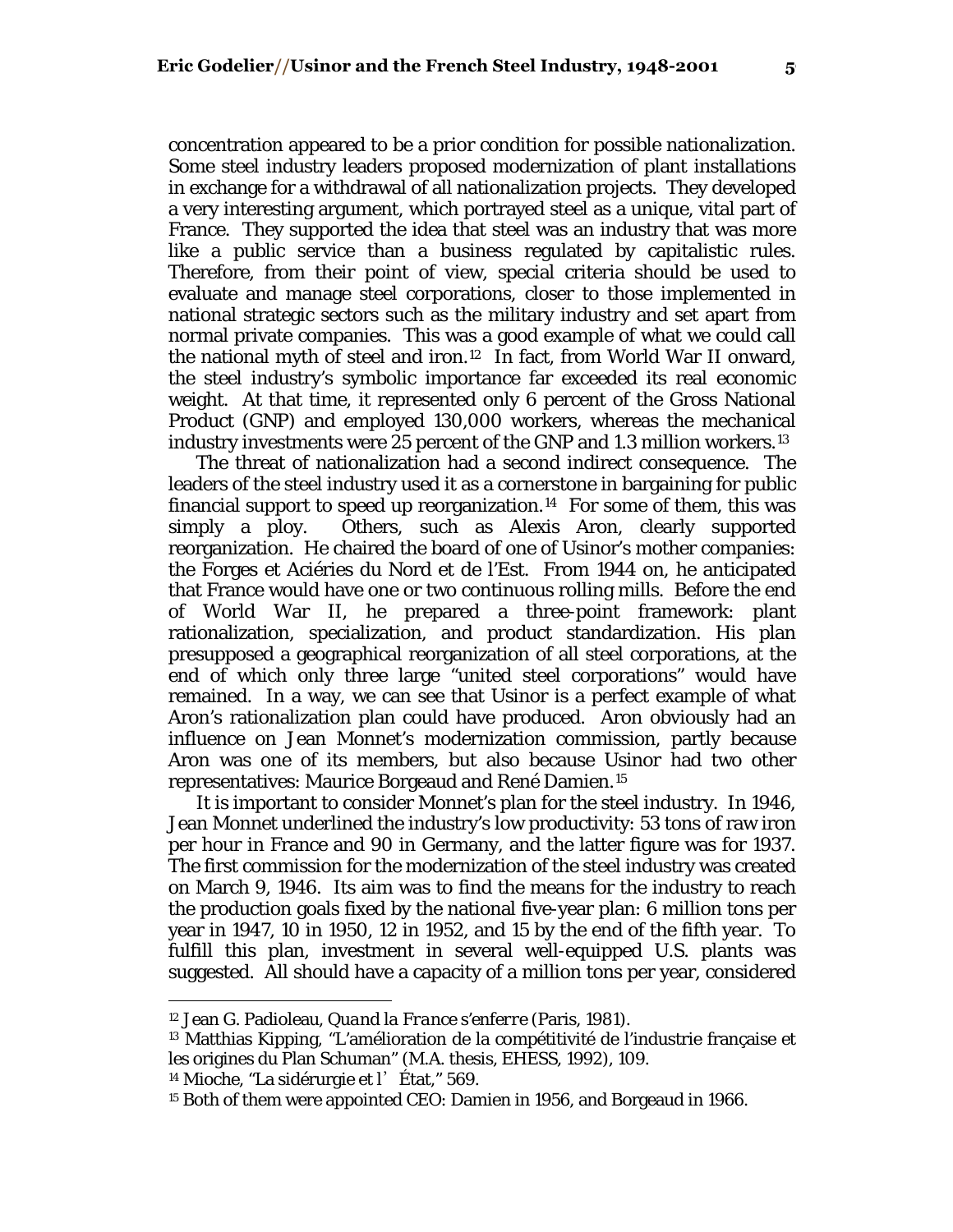concentration appeared to be a prior condition for possible nationalization. Some steel industry leaders proposed modernization of plant installations in exchange for a withdrawal of all nationalization projects. They developed a very interesting argument, which portrayed steel as a unique, vital part of France. They supported the idea that steel was an industry that was more like a public service than a business regulated by capitalistic rules. Therefore, from their point of view, special criteria should be used to evaluate and manage steel corporations, closer to those implemented in national strategic sectors such as the military industry and set apart from normal private companies. This was a good example of what we could call the national myth of steel and iron.[12] In fact, from World War II onward, the steel industry's symbolic importance far exceeded its real economic weight. At that time, it represented only 6 percent of the Gross National Product (GNP) and employed 130,000 workers, whereas the mechanical industry investments were 25 percent of the GNP and 1.3 million workers.[13]

The threat of nationalization had a second indirect consequence. The leaders of the steel industry used it as a cornerstone in bargaining for public financial support to speed up reorganization.[14] For some of them, this was simply a ploy. Others, such as Alexis Aron, clearly supported reorganization. He chaired the board of one of Usinor's mother companies: the Forges et Aciéries du Nord et de l'Est. From 1944 on, he anticipated that France would have one or two continuous rolling mills. Before the end of World War II, he prepared a three-point framework: plant rationalization, specialization, and product standardization. His plan presupposed a geographical reorganization of all steel corporations, at the end of which only three large "united steel corporations" would have remained. In a way, we can see that Usinor is a perfect example of what Aron's rationalization plan could have produced. Aron obviously had an influence on Jean Monnet's modernization commission, partly because Aron was one of its members, but also because Usinor had two other representatives: Maurice Borgeaud and René Damien.[15]

It is important to consider Monnet's plan for the steel industry. In 1946, Jean Monnet underlined the industry's low productivity: 53 tons of raw iron per hour in France and 90 in Germany, and the latter figure was for 1937. The first commission for the modernization of the steel industry was created on March 9, 1946. Its aim was to find the means for the industry to reach the production goals fixed by the national five-year plan: 6 million tons per year in 1947, 10 in 1950, 12 in 1952, and 15 by the end of the fifth year. To fulfill this plan, investment in several well-equipped U.S. plants was suggested. All should have a capacity of a million tons per year, considered

---

[12] Jean G. Padioleau, *Quand la France s'enferre* (Paris, 1981).

[13] Matthias Kipping, "L'amélioration de la compétitivité de l'industrie française et les origines du Plan Schuman" (M.A. thesis, EHESS, 1992), 109.

[14] Mioche, "La sidérurgie et l' État," 569.

[15] Both of them were appointed CEO: Damien in 1956, and Borgeaud in 1966.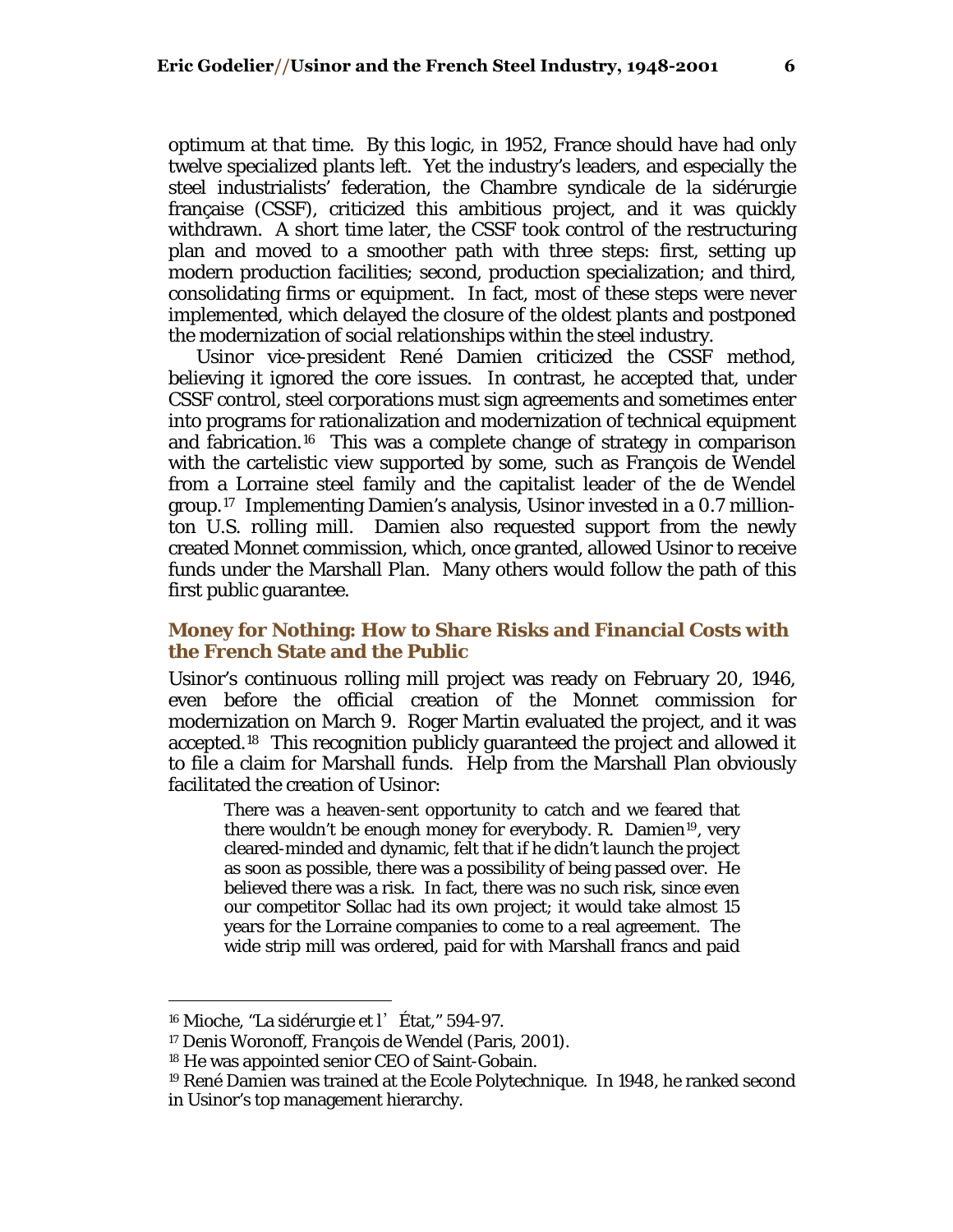optimum at that time. By this logic, in 1952, France should have had only twelve specialized plants left. Yet the industry's leaders, and especially the steel industrialists' federation, the Chambre syndicale de la sidérurgie française (CSSF), criticized this ambitious project, and it was quickly withdrawn. A short time later, the CSSF took control of the restructuring plan and moved to a smoother path with three steps: first, setting up modern production facilities; second, production specialization; and third, consolidating firms or equipment. In fact, most of these steps were never implemented, which delayed the closure of the oldest plants and postponed the modernization of social relationships within the steel industry.

Usinor vice-president René Damien criticized the CSSF method, believing it ignored the core issues. In contrast, he accepted that, under CSSF control, steel corporations must sign agreements and sometimes enter into programs for rationalization and modernization of technical equipment and fabrication.[16] This was a complete change of strategy in comparison with the cartelistic view supported by some, such as François de Wendel from a Lorraine steel family and the capitalist leader of the de Wendel group.[17] Implementing Damien's analysis, Usinor invested in a 0.7 million-ton U.S. rolling mill. Damien also requested support from the newly created Monnet commission, which, once granted, allowed Usinor to receive funds under the Marshall Plan. Many others would follow the path of this first public guarantee.

## Money for Nothing: How to Share Risks and Financial Costs with the French State and the Public

Usinor's continuous rolling mill project was ready on February 20, 1946, even before the official creation of the Monnet commission for modernization on March 9. Roger Martin evaluated the project, and it was accepted.[18] This recognition publicly guaranteed the project and allowed it to file a claim for Marshall funds. Help from the Marshall Plan obviously facilitated the creation of Usinor:

> There was a heaven-sent opportunity to catch and we feared that there wouldn't be enough money for everybody. R. Damien[19], very cleared-minded and dynamic, felt that if he didn't launch the project as soon as possible, there was a possibility of being passed over. He believed there was a risk. In fact, there was no such risk, since even our competitor Sollac had its own project; it would take almost 15 years for the Lorraine companies to come to a real agreement. The wide strip mill was ordered, paid for with Marshall francs and paid

---

[16] Mioche, "La sidérurgie et l'État," 594-97.

[17] Denis Woronoff, *François de Wendel* (Paris, 2001).

[18] He was appointed senior CEO of Saint-Gobain.

[19] René Damien was trained at the Ecole Polytechnique. In 1948, he ranked second in Usinor's top management hierarchy.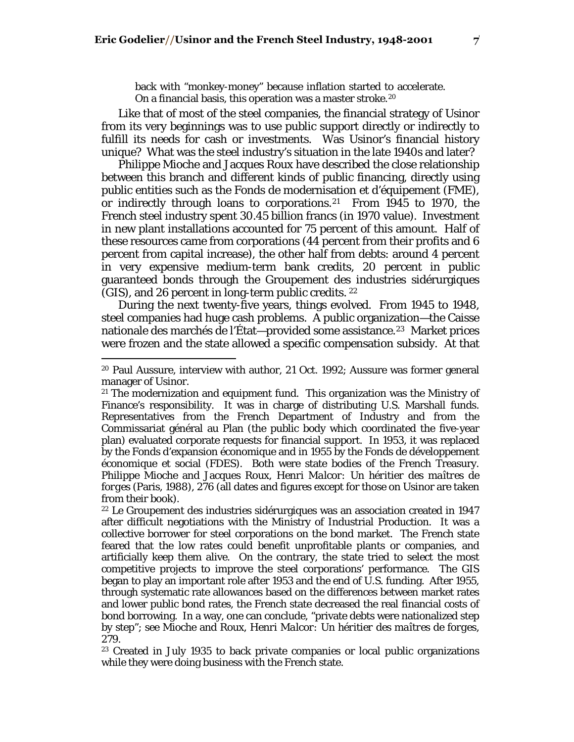back with "monkey-money" because inflation started to accelerate. On a financial basis, this operation was a master stroke.[20]

Like that of most of the steel companies, the financial strategy of Usinor from its very beginnings was to use public support directly or indirectly to fulfill its needs for cash or investments. Was Usinor's financial history unique? What was the steel industry's situation in the late 1940s and later?

Philippe Mioche and Jacques Roux have described the close relationship between this branch and different kinds of public financing, directly using public entities such as the Fonds de modernisation et d'équipement (FME), or indirectly through loans to corporations.[21] From 1945 to 1970, the French steel industry spent 30.45 billion francs (in 1970 value). Investment in new plant installations accounted for 75 percent of this amount. Half of these resources came from corporations (44 percent from their profits and 6 percent from capital increase), the other half from debts: around 4 percent in very expensive medium-term bank credits, 20 percent in public guaranteed bonds through the Groupement des industries sidérurgiques (GIS), and 26 percent in long-term public credits.[22]

During the next twenty-five years, things evolved. From 1945 to 1948, steel companies had huge cash problems. A public organization—the Caisse nationale des marchés de l'État—provided some assistance.[23] Market prices were frozen and the state allowed a specific compensation subsidy. At that

---

[20] Paul Aussure, interview with author, 21 Oct. 1992; Aussure was former general manager of Usinor.

[21] The modernization and equipment fund. This organization was the Ministry of Finance's responsibility. It was in charge of distributing U.S. Marshall funds. Representatives from the French Department of Industry and from the Commissariat général au Plan (the public body which coordinated the five-year plan) evaluated corporate requests for financial support. In 1953, it was replaced by the Fonds d'expansion économique and in 1955 by the Fonds de développement économique et social (FDES). Both were state bodies of the French Treasury. Philippe Mioche and Jacques Roux, *Henri Malcor: Un héritier des maîtres de forges* (Paris, 1988), 276 (all dates and figures except for those on Usinor are taken from their book).

[22] Le Groupement des industries sidérurgiques was an association created in 1947 after difficult negotiations with the Ministry of Industrial Production. It was a collective borrower for steel corporations on the bond market. The French state feared that the low rates could benefit unprofitable plants or companies, and artificially keep them alive. On the contrary, the state tried to select the most competitive projects to improve the steel corporations' performance. The GIS began to play an important role after 1953 and the end of U.S. funding. After 1955, through systematic rate allowances based on the differences between market rates and lower public bond rates, the French state decreased the real financial costs of bond borrowing. In a way, one can conclude, "private debts were nationalized step by step"; see Mioche and Roux, *Henri Malcor: Un héritier des maîtres de forges*, 279.

[23] Created in July 1935 to back private companies or local public organizations while they were doing business with the French state.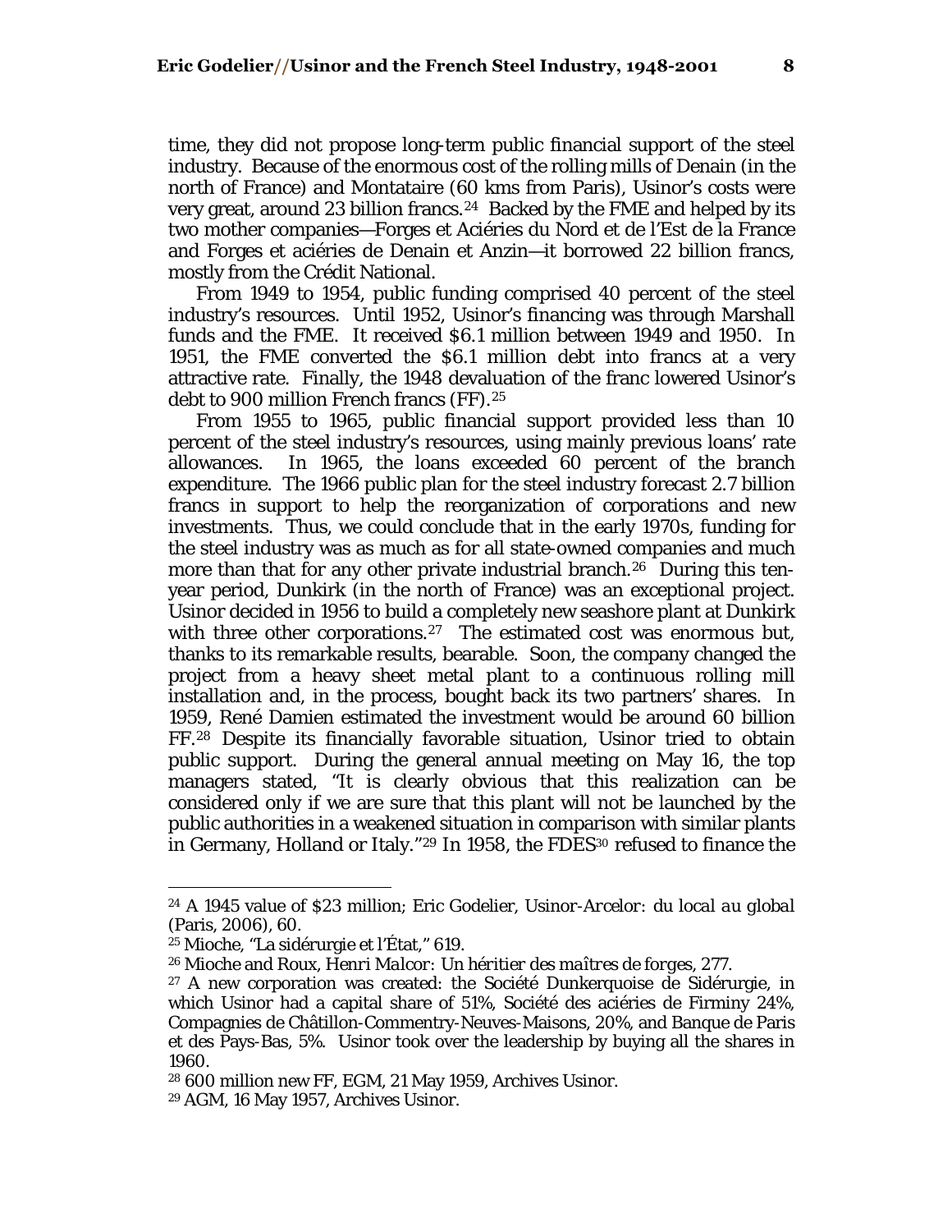time, they did not propose long-term public financial support of the steel industry. Because of the enormous cost of the rolling mills of Denain (in the north of France) and Montataire (60 kms from Paris), Usinor's costs were very great, around 23 billion francs.[24] Backed by the FME and helped by its two mother companies—Forges et Aciéries du Nord et de l'Est de la France and Forges et aciéries de Denain et Anzin—it borrowed 22 billion francs, mostly from the Crédit National.

From 1949 to 1954, public funding comprised 40 percent of the steel industry's resources. Until 1952, Usinor's financing was through Marshall funds and the FME. It received $6.1 million between 1949 and 1950. In 1951, the FME converted the $6.1 million debt into francs at a very attractive rate. Finally, the 1948 devaluation of the franc lowered Usinor's debt to 900 million French francs (FF).[25]

From 1955 to 1965, public financial support provided less than 10 percent of the steel industry's resources, using mainly previous loans' rate allowances. In 1965, the loans exceeded 60 percent of the branch expenditure. The 1966 public plan for the steel industry forecast 2.7 billion francs in support to help the reorganization of corporations and new investments. Thus, we could conclude that in the early 1970s, funding for the steel industry was as much as for all state-owned companies and much more than that for any other private industrial branch.[26] During this ten-year period, Dunkirk (in the north of France) was an exceptional project. Usinor decided in 1956 to build a completely new seashore plant at Dunkirk with three other corporations.[27] The estimated cost was enormous but, thanks to its remarkable results, bearable. Soon, the company changed the project from a heavy sheet metal plant to a continuous rolling mill installation and, in the process, bought back its two partners' shares. In 1959, René Damien estimated the investment would be around 60 billion FF.[28] Despite its financially favorable situation, Usinor tried to obtain public support. During the general annual meeting on May 16, the top managers stated, "It is clearly obvious that this realization can be considered only if we are sure that this plant will not be launched by the public authorities in a weakened situation in comparison with similar plants in Germany, Holland or Italy."[29] In 1958, the FDES[30] refused to finance the

---

[24] A 1945 value of $23 million; Eric Godelier, *Usinor-Arcelor: du local au global* (Paris, 2006), 60.

[25] Mioche, "La sidérurgie et l'État," 619.

[26] Mioche and Roux, *Henri Malcor: Un héritier des maîtres de forges*, 277.

[27] A new corporation was created: the Société Dunkerquoise de Sidérurgie, in which Usinor had a capital share of 51%, Société des aciéries de Firminy 24%, Compagnies de Châtillon-Commentry-Neuves-Maisons, 20%, and Banque de Paris et des Pays-Bas, 5%. Usinor took over the leadership by buying all the shares in 1960.

[28] 600 million new FF, EGM, 21 May 1959, Archives Usinor.

[29] AGM, 16 May 1957, Archives Usinor.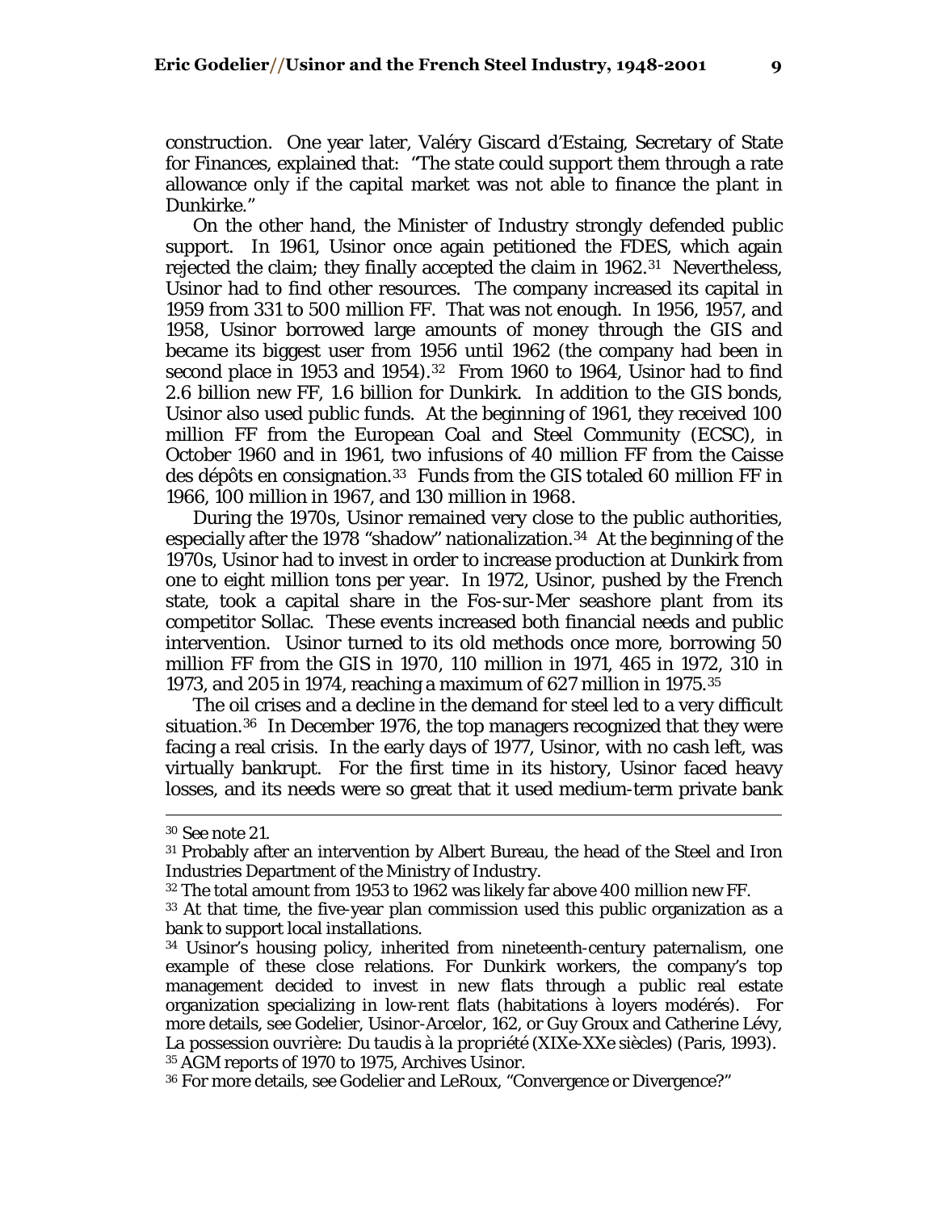construction. One year later, Valéry Giscard d'Estaing, Secretary of State for Finances, explained that: "The state could support them through a rate allowance only if the capital market was not able to finance the plant in Dunkirke."

On the other hand, the Minister of Industry strongly defended public support. In 1961, Usinor once again petitioned the FDES, which again rejected the claim; they finally accepted the claim in 1962.[31] Nevertheless, Usinor had to find other resources. The company increased its capital in 1959 from 331 to 500 million FF. That was not enough. In 1956, 1957, and 1958, Usinor borrowed large amounts of money through the GIS and became its biggest user from 1956 until 1962 (the company had been in second place in 1953 and 1954).[32] From 1960 to 1964, Usinor had to find 2.6 billion new FF, 1.6 billion for Dunkirk. In addition to the GIS bonds, Usinor also used public funds. At the beginning of 1961, they received 100 million FF from the European Coal and Steel Community (ECSC), in October 1960 and in 1961, two infusions of 40 million FF from the Caisse des dépôts en consignation.[33] Funds from the GIS totaled 60 million FF in 1966, 100 million in 1967, and 130 million in 1968.

During the 1970s, Usinor remained very close to the public authorities, especially after the 1978 "shadow" nationalization.[34] At the beginning of the 1970s, Usinor had to invest in order to increase production at Dunkirk from one to eight million tons per year. In 1972, Usinor, pushed by the French state, took a capital share in the Fos-sur-Mer seashore plant from its competitor Sollac. These events increased both financial needs and public intervention. Usinor turned to its old methods once more, borrowing 50 million FF from the GIS in 1970, 110 million in 1971, 465 in 1972, 310 in 1973, and 205 in 1974, reaching a maximum of 627 million in 1975.[35]

The oil crises and a decline in the demand for steel led to a very difficult situation.[36] In December 1976, the top managers recognized that they were facing a real crisis. In the early days of 1977, Usinor, with no cash left, was virtually bankrupt. For the first time in its history, Usinor faced heavy losses, and its needs were so great that it used medium-term private bank

---

[30] See note 21.

[31] Probably after an intervention by Albert Bureau, the head of the Steel and Iron Industries Department of the Ministry of Industry.

[32] The total amount from 1953 to 1962 was likely far above 400 million new FF.

[33] At that time, the five-year plan commission used this public organization as a bank to support local installations.

[34] Usinor's housing policy, inherited from nineteenth-century paternalism, one example of these close relations. For Dunkirk workers, the company's top management decided to invest in new flats through a public real estate organization specializing in low-rent flats (habitations à loyers modérés). For more details, see Godelier, *Usinor-Arcelor*, 162, or Guy Groux and Catherine Lévy, *La possession ouvrière: Du taudis à la propriété (XIXe-XXe siècles)* (Paris, 1993).

[35] AGM reports of 1970 to 1975, Archives Usinor.

[36] For more details, see Godelier and LeRoux, "Convergence or Divergence?"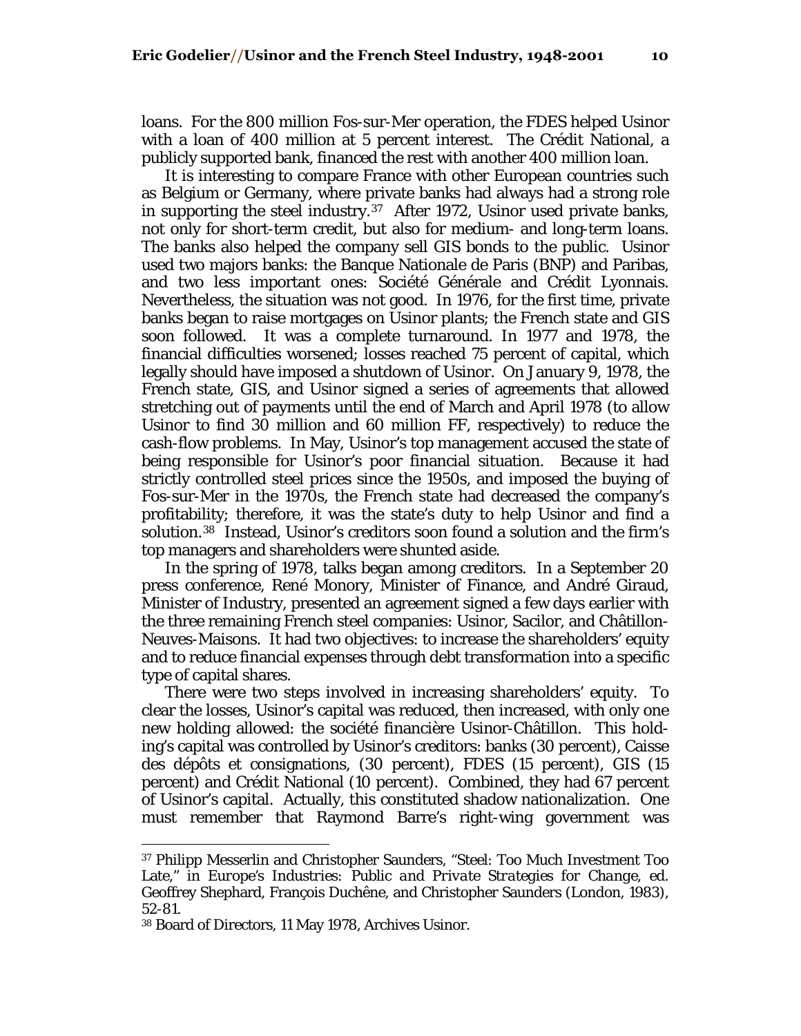loans. For the 800 million Fos-sur-Mer operation, the FDES helped Usinor with a loan of 400 million at 5 percent interest. The Crédit National, a publicly supported bank, financed the rest with another 400 million loan.

It is interesting to compare France with other European countries such as Belgium or Germany, where private banks had always had a strong role in supporting the steel industry.[37] After 1972, Usinor used private banks, not only for short-term credit, but also for medium- and long-term loans. The banks also helped the company sell GIS bonds to the public. Usinor used two majors banks: the Banque Nationale de Paris (BNP) and Paribas, and two less important ones: Société Générale and Crédit Lyonnais. Nevertheless, the situation was not good. In 1976, for the first time, private banks began to raise mortgages on Usinor plants; the French state and GIS soon followed. It was a complete turnaround. In 1977 and 1978, the financial difficulties worsened; losses reached 75 percent of capital, which legally should have imposed a shutdown of Usinor. On January 9, 1978, the French state, GIS, and Usinor signed a series of agreements that allowed stretching out of payments until the end of March and April 1978 (to allow Usinor to find 30 million and 60 million FF, respectively) to reduce the cash-flow problems. In May, Usinor's top management accused the state of being responsible for Usinor's poor financial situation. Because it had strictly controlled steel prices since the 1950s, and imposed the buying of Fos-sur-Mer in the 1970s, the French state had decreased the company's profitability; therefore, it was the state's duty to help Usinor and find a solution.[38] Instead, Usinor's creditors soon found a solution and the firm's top managers and shareholders were shunted aside.

In the spring of 1978, talks began among creditors. In a September 20 press conference, René Monory, Minister of Finance, and André Giraud, Minister of Industry, presented an agreement signed a few days earlier with the three remaining French steel companies: Usinor, Sacilor, and Châtillon-Neuves-Maisons. It had two objectives: to increase the shareholders' equity and to reduce financial expenses through debt transformation into a specific type of capital shares.

There were two steps involved in increasing shareholders' equity. To clear the losses, Usinor's capital was reduced, then increased, with only one new holding allowed: the société financière Usinor-Châtillon. This holding's capital was controlled by Usinor's creditors: banks (30 percent), Caisse des dépôts et consignations, (30 percent), FDES (15 percent), GIS (15 percent) and Crédit National (10 percent). Combined, they had 67 percent of Usinor's capital. Actually, this constituted shadow nationalization. One must remember that Raymond Barre's right-wing government was

---

[37] Philipp Messerlin and Christopher Saunders, "Steel: Too Much Investment Too Late," in *Europe's Industries: Public and Private Strategies for Change*, ed. Geoffrey Shephard, François Duchêne, and Christopher Saunders (London, 1983), 52-81.

[38] Board of Directors, 11 May 1978, Archives Usinor.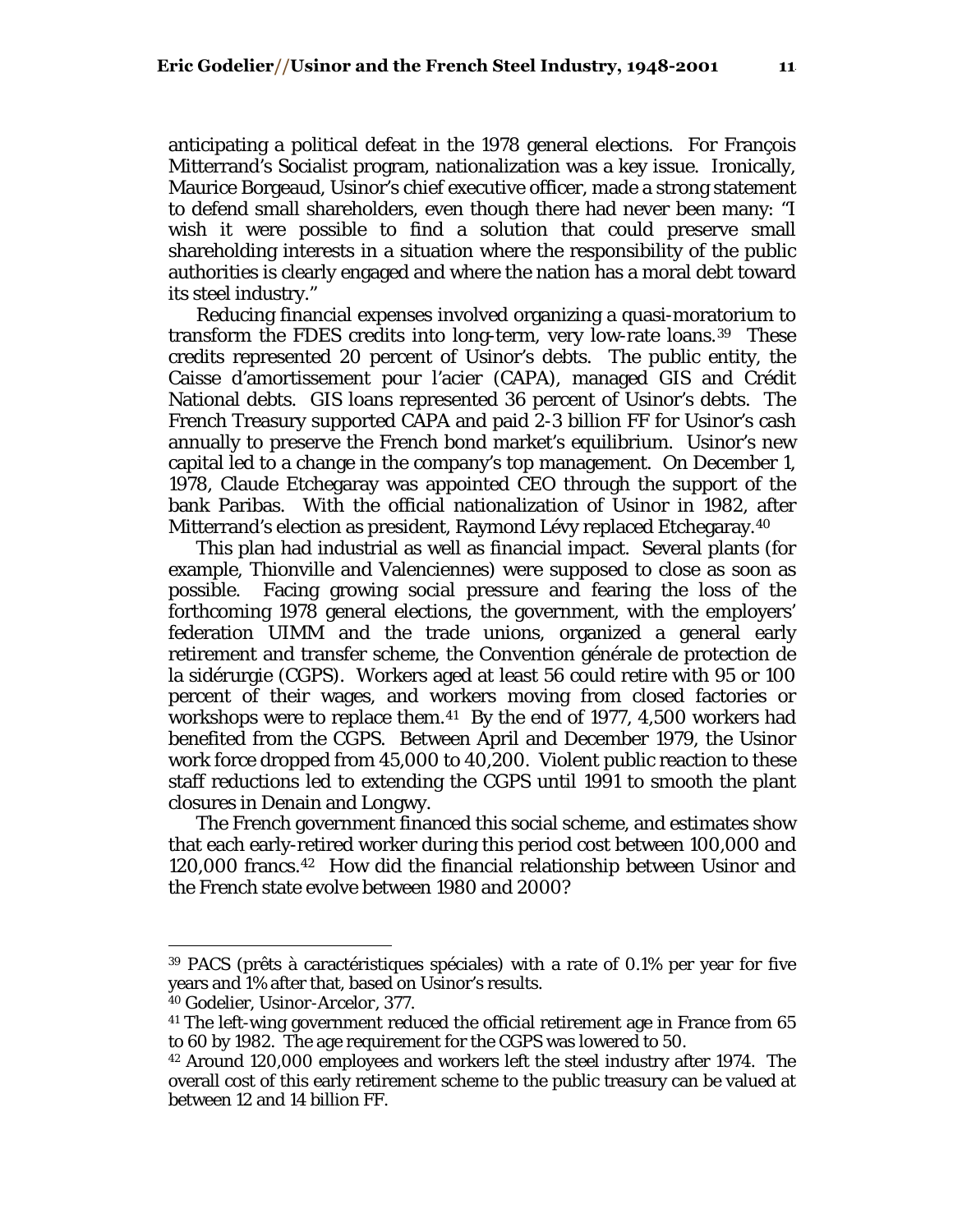anticipating a political defeat in the 1978 general elections. For François Mitterrand's Socialist program, nationalization was a key issue. Ironically, Maurice Borgeaud, Usinor's chief executive officer, made a strong statement to defend small shareholders, even though there had never been many: "I wish it were possible to find a solution that could preserve small shareholding interests in a situation where the responsibility of the public authorities is clearly engaged and where the nation has a moral debt toward its steel industry."

Reducing financial expenses involved organizing a quasi-moratorium to transform the FDES credits into long-term, very low-rate loans.[39] These credits represented 20 percent of Usinor's debts. The public entity, the Caisse d'amortissement pour l'acier (CAPA), managed GIS and Crédit National debts. GIS loans represented 36 percent of Usinor's debts. The French Treasury supported CAPA and paid 2-3 billion FF for Usinor's cash annually to preserve the French bond market's equilibrium. Usinor's new capital led to a change in the company's top management. On December 1, 1978, Claude Etchegaray was appointed CEO through the support of the bank Paribas. With the official nationalization of Usinor in 1982, after Mitterrand's election as president, Raymond Lévy replaced Etchegaray.[40]

This plan had industrial as well as financial impact. Several plants (for example, Thionville and Valenciennes) were supposed to close as soon as possible. Facing growing social pressure and fearing the loss of the forthcoming 1978 general elections, the government, with the employers' federation UIMM and the trade unions, organized a general early retirement and transfer scheme, the Convention générale de protection de la sidérurgie (CGPS). Workers aged at least 56 could retire with 95 or 100 percent of their wages, and workers moving from closed factories or workshops were to replace them.[41] By the end of 1977, 4,500 workers had benefited from the CGPS. Between April and December 1979, the Usinor work force dropped from 45,000 to 40,200. Violent public reaction to these staff reductions led to extending the CGPS until 1991 to smooth the plant closures in Denain and Longwy.

The French government financed this social scheme, and estimates show that each early-retired worker during this period cost between 100,000 and 120,000 francs.[42] How did the financial relationship between Usinor and the French state evolve between 1980 and 2000?

---

[39] PACS (prêts à caractéristiques spéciales) with a rate of 0.1% per year for five years and 1% after that, based on Usinor's results.

[40] Godelier, Usinor-Arcelor, 377.

[41] The left-wing government reduced the official retirement age in France from 65 to 60 by 1982. The age requirement for the CGPS was lowered to 50.

[42] Around 120,000 employees and workers left the steel industry after 1974. The overall cost of this early retirement scheme to the public treasury can be valued at between 12 and 14 billion FF.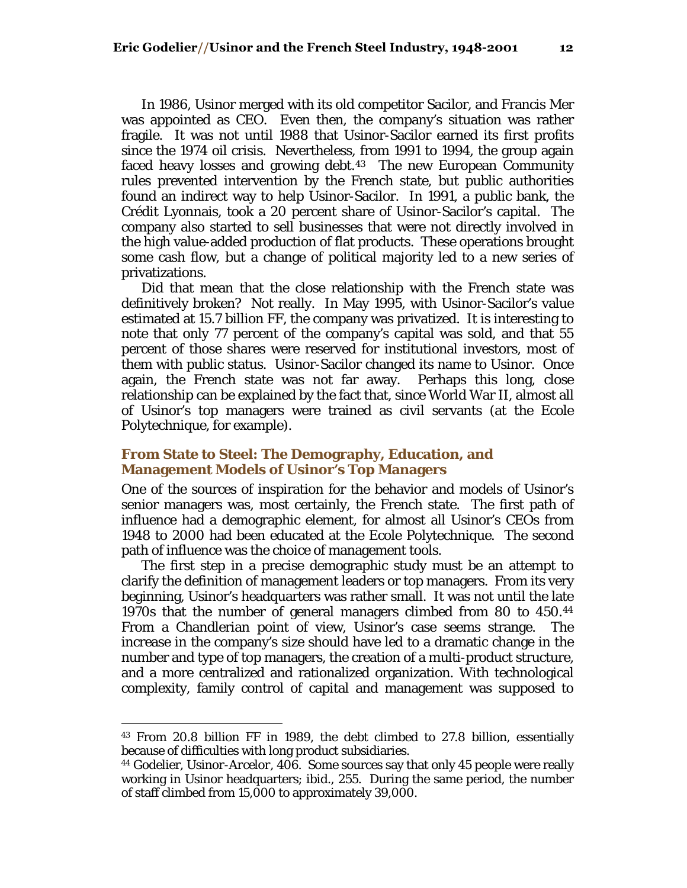In 1986, Usinor merged with its old competitor Sacilor, and Francis Mer was appointed as CEO. Even then, the company's situation was rather fragile. It was not until 1988 that Usinor-Sacilor earned its first profits since the 1974 oil crisis. Nevertheless, from 1991 to 1994, the group again faced heavy losses and growing debt.[43] The new European Community rules prevented intervention by the French state, but public authorities found an indirect way to help Usinor-Sacilor. In 1991, a public bank, the Crédit Lyonnais, took a 20 percent share of Usinor-Sacilor's capital. The company also started to sell businesses that were not directly involved in the high value-added production of flat products. These operations brought some cash flow, but a change of political majority led to a new series of privatizations.

Did that mean that the close relationship with the French state was definitively broken? Not really. In May 1995, with Usinor-Sacilor's value estimated at 15.7 billion FF, the company was privatized. It is interesting to note that only 77 percent of the company's capital was sold, and that 55 percent of those shares were reserved for institutional investors, most of them with public status. Usinor-Sacilor changed its name to Usinor. Once again, the French state was not far away. Perhaps this long, close relationship can be explained by the fact that, since World War II, almost all of Usinor's top managers were trained as civil servants (at the Ecole Polytechnique, for example).

## From State to Steel: The Demography, Education, and Management Models of Usinor's Top Managers

One of the sources of inspiration for the behavior and models of Usinor's senior managers was, most certainly, the French state. The first path of influence had a demographic element, for almost all Usinor's CEOs from 1948 to 2000 had been educated at the Ecole Polytechnique. The second path of influence was the choice of management tools.

The first step in a precise demographic study must be an attempt to clarify the definition of management leaders or top managers. From its very beginning, Usinor's headquarters was rather small. It was not until the late 1970s that the number of general managers climbed from 80 to 450.[44] From a Chandlerian point of view, Usinor's case seems strange. The increase in the company's size should have led to a dramatic change in the number and type of top managers, the creation of a multi-product structure, and a more centralized and rationalized organization. With technological complexity, family control of capital and management was supposed to

---

[43] From 20.8 billion FF in 1989, the debt climbed to 27.8 billion, essentially because of difficulties with long product subsidiaries.

[44] Godelier, *Usinor-Arcelor*, 406. Some sources say that only 45 people were really working in Usinor headquarters; ibid., 255. During the same period, the number of staff climbed from 15,000 to approximately 39,000.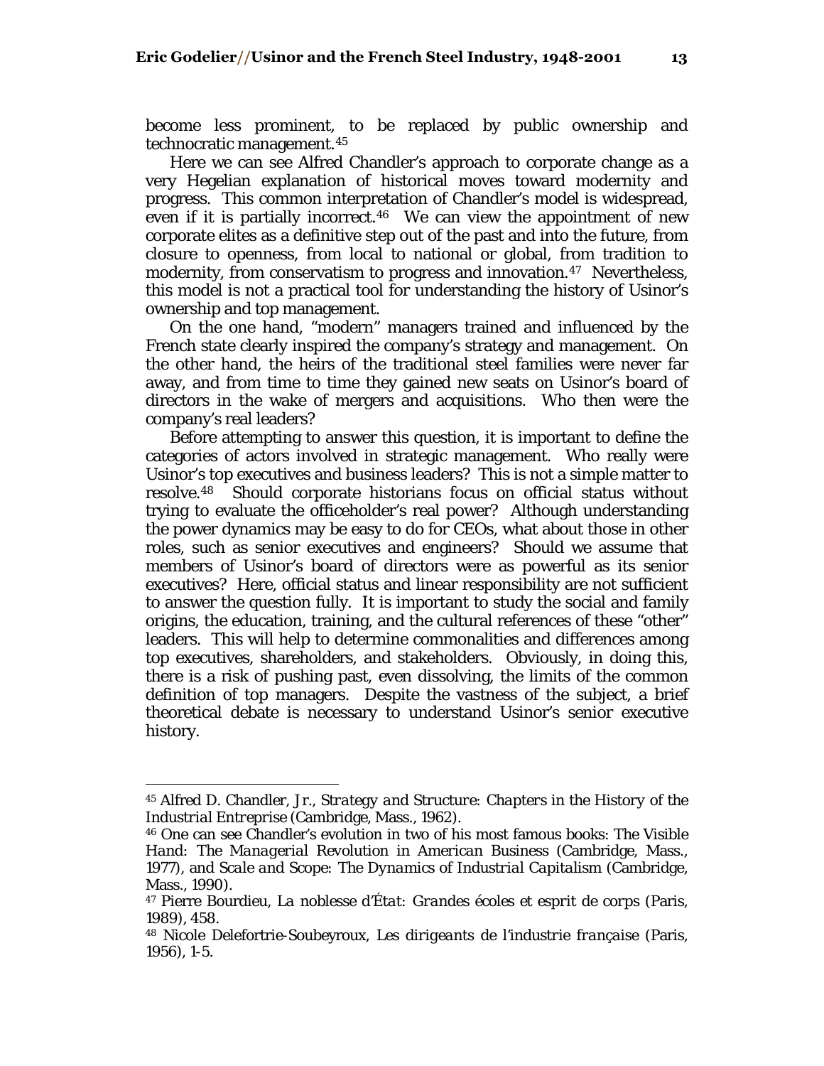become less prominent, to be replaced by public ownership and technocratic management.[45]

Here we can see Alfred Chandler's approach to corporate change as a very Hegelian explanation of historical moves toward modernity and progress. This common interpretation of Chandler's model is widespread, even if it is partially incorrect.[46] We can view the appointment of new corporate elites as a definitive step out of the past and into the future, from closure to openness, from local to national or global, from tradition to modernity, from conservatism to progress and innovation.[47] Nevertheless, this model is not a practical tool for understanding the history of Usinor's ownership and top management.

On the one hand, "modern" managers trained and influenced by the French state clearly inspired the company's strategy and management. On the other hand, the heirs of the traditional steel families were never far away, and from time to time they gained new seats on Usinor's board of directors in the wake of mergers and acquisitions. Who then were the company's real leaders?

Before attempting to answer this question, it is important to define the categories of actors involved in strategic management. Who really were Usinor's top executives and business leaders? This is not a simple matter to resolve.[48] Should corporate historians focus on official status without trying to evaluate the officeholder's real power? Although understanding the power dynamics may be easy to do for CEOs, what about those in other roles, such as senior executives and engineers? Should we assume that members of Usinor's board of directors were as powerful as its senior executives? Here, official status and linear responsibility are not sufficient to answer the question fully. It is important to study the social and family origins, the education, training, and the cultural references of these "other" leaders. This will help to determine commonalities and differences among top executives, shareholders, and stakeholders. Obviously, in doing this, there is a risk of pushing past, even dissolving, the limits of the common definition of top managers. Despite the vastness of the subject, a brief theoretical debate is necessary to understand Usinor's senior executive history.

---

[45] Alfred D. Chandler, Jr., *Strategy and Structure: Chapters in the History of the Industrial Entreprise* (Cambridge, Mass., 1962).

[46] One can see Chandler's evolution in two of his most famous books: *The Visible Hand: The Managerial Revolution in American Business* (Cambridge, Mass., 1977), and *Scale and Scope: The Dynamics of Industrial Capitalism* (Cambridge, Mass., 1990).

[47] Pierre Bourdieu, *La noblesse d'État: Grandes écoles et esprit de corps* (Paris, 1989), 458.

[48] Nicole Delefortrie-Soubeyroux, *Les dirigeants de l'industrie française* (Paris, 1956), 1-5.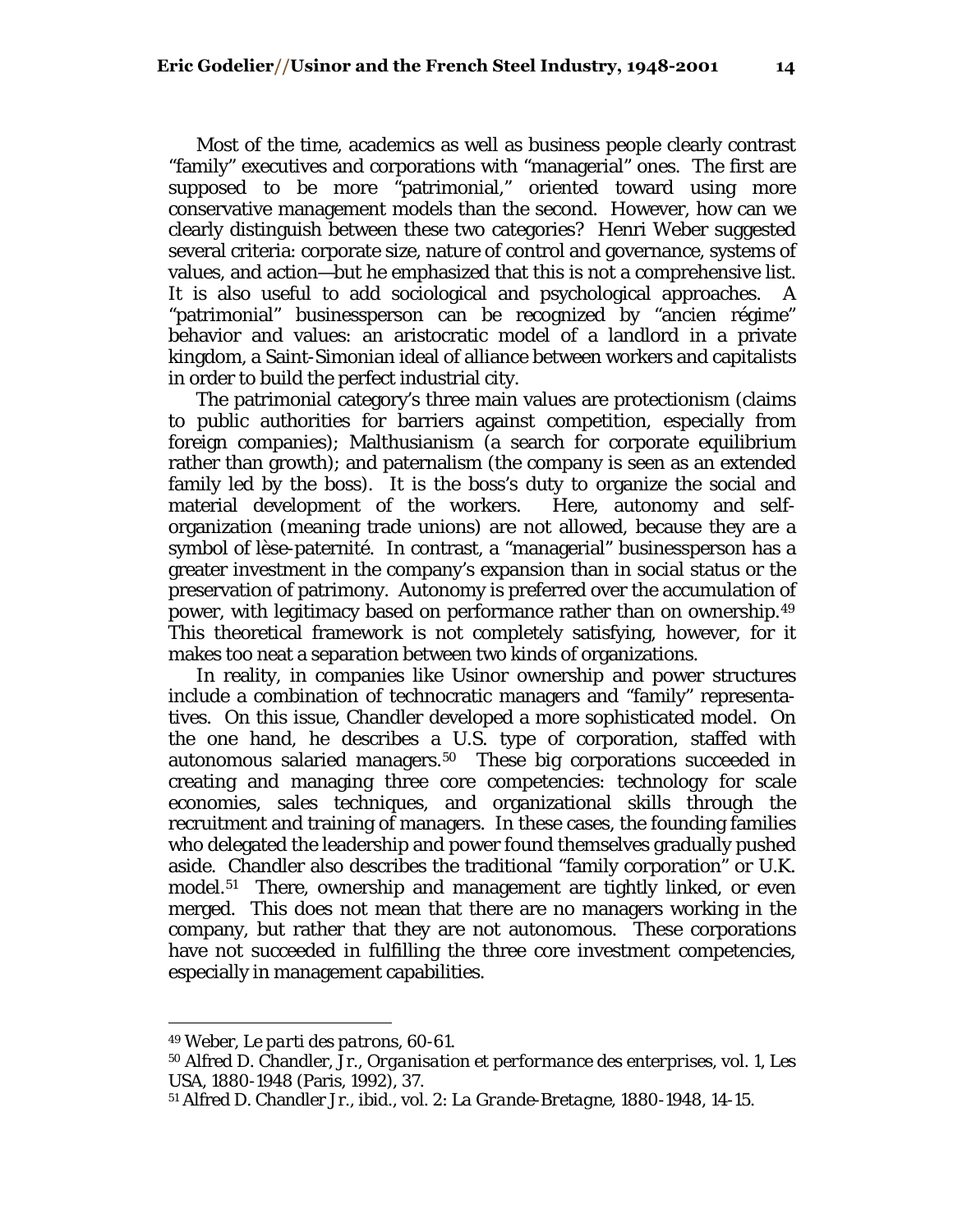Most of the time, academics as well as business people clearly contrast "family" executives and corporations with "managerial" ones. The first are supposed to be more "patrimonial," oriented toward using more conservative management models than the second. However, how can we clearly distinguish between these two categories? Henri Weber suggested several criteria: corporate size, nature of control and governance, systems of values, and action—but he emphasized that this is not a comprehensive list. It is also useful to add sociological and psychological approaches. A "patrimonial" businessperson can be recognized by "ancien régime" behavior and values: an aristocratic model of a landlord in a private kingdom, a Saint-Simonian ideal of alliance between workers and capitalists in order to build the perfect industrial city.

The patrimonial category's three main values are protectionism (claims to public authorities for barriers against competition, especially from foreign companies); Malthusianism (a search for corporate equilibrium rather than growth); and paternalism (the company is seen as an extended family led by the boss). It is the boss's duty to organize the social and material development of the workers. Here, autonomy and self-organization (meaning trade unions) are not allowed, because they are a symbol of lèse-paternité. In contrast, a "managerial" businessperson has a greater investment in the company's expansion than in social status or the preservation of patrimony. Autonomy is preferred over the accumulation of power, with legitimacy based on performance rather than on ownership.[49] This theoretical framework is not completely satisfying, however, for it makes too neat a separation between two kinds of organizations.

In reality, in companies like Usinor ownership and power structures include a combination of technocratic managers and "family" representatives. On this issue, Chandler developed a more sophisticated model. On the one hand, he describes a U.S. type of corporation, staffed with autonomous salaried managers.[50] These big corporations succeeded in creating and managing three core competencies: technology for scale economies, sales techniques, and organizational skills through the recruitment and training of managers. In these cases, the founding families who delegated the leadership and power found themselves gradually pushed aside. Chandler also describes the traditional "family corporation" or U.K. model.[51] There, ownership and management are tightly linked, or even merged. This does not mean that there are no managers working in the company, but rather that they are not autonomous. These corporations have not succeeded in fulfilling the three core investment competencies, especially in management capabilities.

---

[49] Weber, *Le parti des patrons*, 60-61.

[50] Alfred D. Chandler, Jr., *Organisation et performance des enterprises*, vol. 1, Les USA, 1880-1948 (Paris, 1992), 37.

[51] Alfred D. Chandler Jr., ibid., vol. 2: *La Grande-Bretagne, 1880-1948*, 14-15.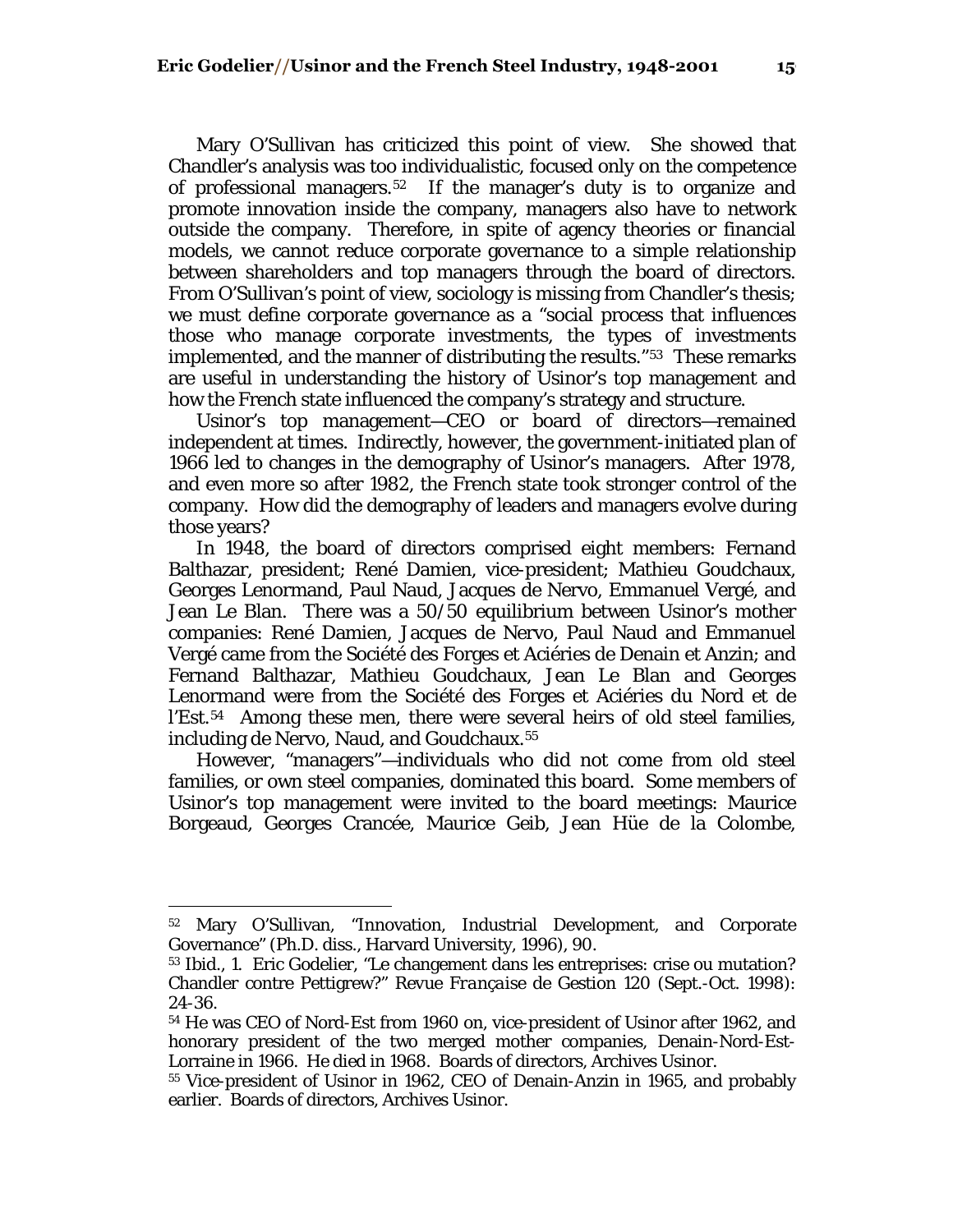Mary O'Sullivan has criticized this point of view. She showed that Chandler's analysis was too individualistic, focused only on the competence of professional managers.[52] If the manager's duty is to organize and promote innovation inside the company, managers also have to network outside the company. Therefore, in spite of agency theories or financial models, we cannot reduce corporate governance to a simple relationship between shareholders and top managers through the board of directors. From O'Sullivan's point of view, sociology is missing from Chandler's thesis; we must define corporate governance as a "social process that influences those who manage corporate investments, the types of investments implemented, and the manner of distributing the results."[53] These remarks are useful in understanding the history of Usinor's top management and how the French state influenced the company's strategy and structure.

Usinor's top management—CEO or board of directors—remained independent at times. Indirectly, however, the government-initiated plan of 1966 led to changes in the demography of Usinor's managers. After 1978, and even more so after 1982, the French state took stronger control of the company. How did the demography of leaders and managers evolve during those years?

In 1948, the board of directors comprised eight members: Fernand Balthazar, president; René Damien, vice-president; Mathieu Goudchaux, Georges Lenormand, Paul Naud, Jacques de Nervo, Emmanuel Vergé, and Jean Le Blan. There was a 50/50 equilibrium between Usinor's mother companies: René Damien, Jacques de Nervo, Paul Naud and Emmanuel Vergé came from the Société des Forges et Aciéries de Denain et Anzin; and Fernand Balthazar, Mathieu Goudchaux, Jean Le Blan and Georges Lenormand were from the Société des Forges et Aciéries du Nord et de l'Est.[54] Among these men, there were several heirs of old steel families, including de Nervo, Naud, and Goudchaux.[55]

However, "managers"—individuals who did not come from old steel families, or own steel companies, dominated this board. Some members of Usinor's top management were invited to the board meetings: Maurice Borgeaud, Georges Crancée, Maurice Geib, Jean Hüe de la Colombe,

---

[52] Mary O'Sullivan, "Innovation, Industrial Development, and Corporate Governance" (Ph.D. diss., Harvard University, 1996), 90.

[53] Ibid., 1. Eric Godelier, "Le changement dans les entreprises: crise ou mutation? Chandler contre Pettigrew?" *Revue Française de Gestion* 120 (Sept.-Oct. 1998): 24-36.

[54] He was CEO of Nord-Est from 1960 on, vice-president of Usinor after 1962, and honorary president of the two merged mother companies, Denain-Nord-Est-Lorraine in 1966. He died in 1968. Boards of directors, Archives Usinor.

[55] Vice-president of Usinor in 1962, CEO of Denain-Anzin in 1965, and probably earlier. Boards of directors, Archives Usinor.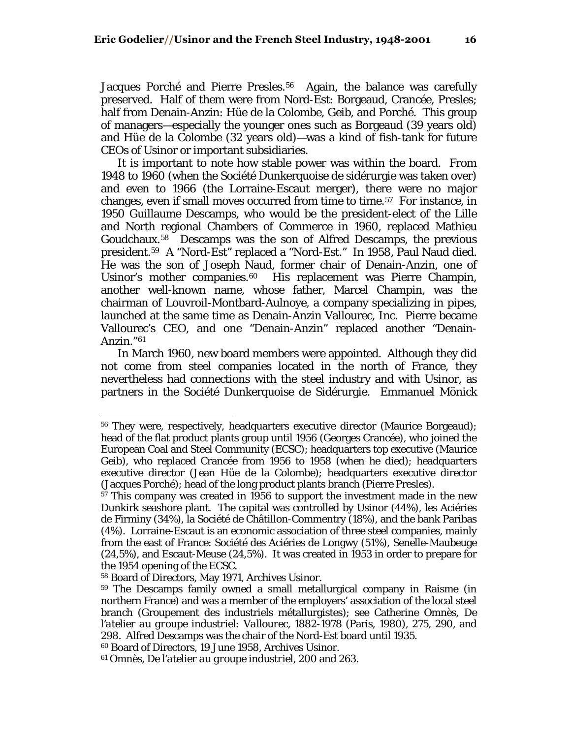Jacques Porché and Pierre Presles.[56] Again, the balance was carefully preserved. Half of them were from Nord-Est: Borgeaud, Crancée, Presles; half from Denain-Anzin: Hüe de la Colombe, Geib, and Porché. This group of managers—especially the younger ones such as Borgeaud (39 years old) and Hüe de la Colombe (32 years old)—was a kind of fish-tank for future CEOs of Usinor or important subsidiaries.

It is important to note how stable power was within the board. From 1948 to 1960 (when the Société Dunkerquoise de sidérurgie was taken over) and even to 1966 (the Lorraine-Escaut merger), there were no major changes, even if small moves occurred from time to time.[57] For instance, in 1950 Guillaume Descamps, who would be the president-elect of the Lille and North regional Chambers of Commerce in 1960, replaced Mathieu Goudchaux.[58] Descamps was the son of Alfred Descamps, the previous president.[59] A "Nord-Est" replaced a "Nord-Est." In 1958, Paul Naud died. He was the son of Joseph Naud, former chair of Denain-Anzin, one of Usinor's mother companies.[60] His replacement was Pierre Champin, another well-known name, whose father, Marcel Champin, was the chairman of Louvroil-Montbard-Aulnoye, a company specializing in pipes, launched at the same time as Denain-Anzin Vallourec, Inc. Pierre became Vallourec's CEO, and one "Denain-Anzin" replaced another "Denain-Anzin."[61]

In March 1960, new board members were appointed. Although they did not come from steel companies located in the north of France, they nevertheless had connections with the steel industry and with Usinor, as partners in the Société Dunkerquoise de Sidérurgie. Emmanuel Mönick

---

[56] They were, respectively, headquarters executive director (Maurice Borgeaud); head of the flat product plants group until 1956 (Georges Crancée), who joined the European Coal and Steel Community (ECSC); headquarters top executive (Maurice Geib), who replaced Crancée from 1956 to 1958 (when he died); headquarters executive director (Jean Hüe de la Colombe); headquarters executive director (Jacques Porché); head of the long product plants branch (Pierre Presles).

[57] This company was created in 1956 to support the investment made in the new Dunkirk seashore plant. The capital was controlled by Usinor (44%), les Aciéries de Firminy (34%), la Société de Châtillon-Commentry (18%), and the bank Paribas (4%). Lorraine-Escaut is an economic association of three steel companies, mainly from the east of France: Société des Aciéries de Longwy (51%), Senelle-Maubeuge (24,5%), and Escaut-Meuse (24,5%). It was created in 1953 in order to prepare for the 1954 opening of the ECSC.

[58] Board of Directors, May 1971, Archives Usinor.

[59] The Descamps family owned a small metallurgical company in Raisme (in northern France) and was a member of the employers' association of the local steel branch (Groupement des industriels métallurgistes); see Catherine Omnès, *De l'atelier au groupe industriel: Vallourec, 1882-1978* (Paris, 1980), 275, 290, and 298. Alfred Descamps was the chair of the Nord-Est board until 1935.

[60] Board of Directors, 19 June 1958, Archives Usinor.

[61] Omnès, *De l'atelier au groupe industriel*, 200 and 263.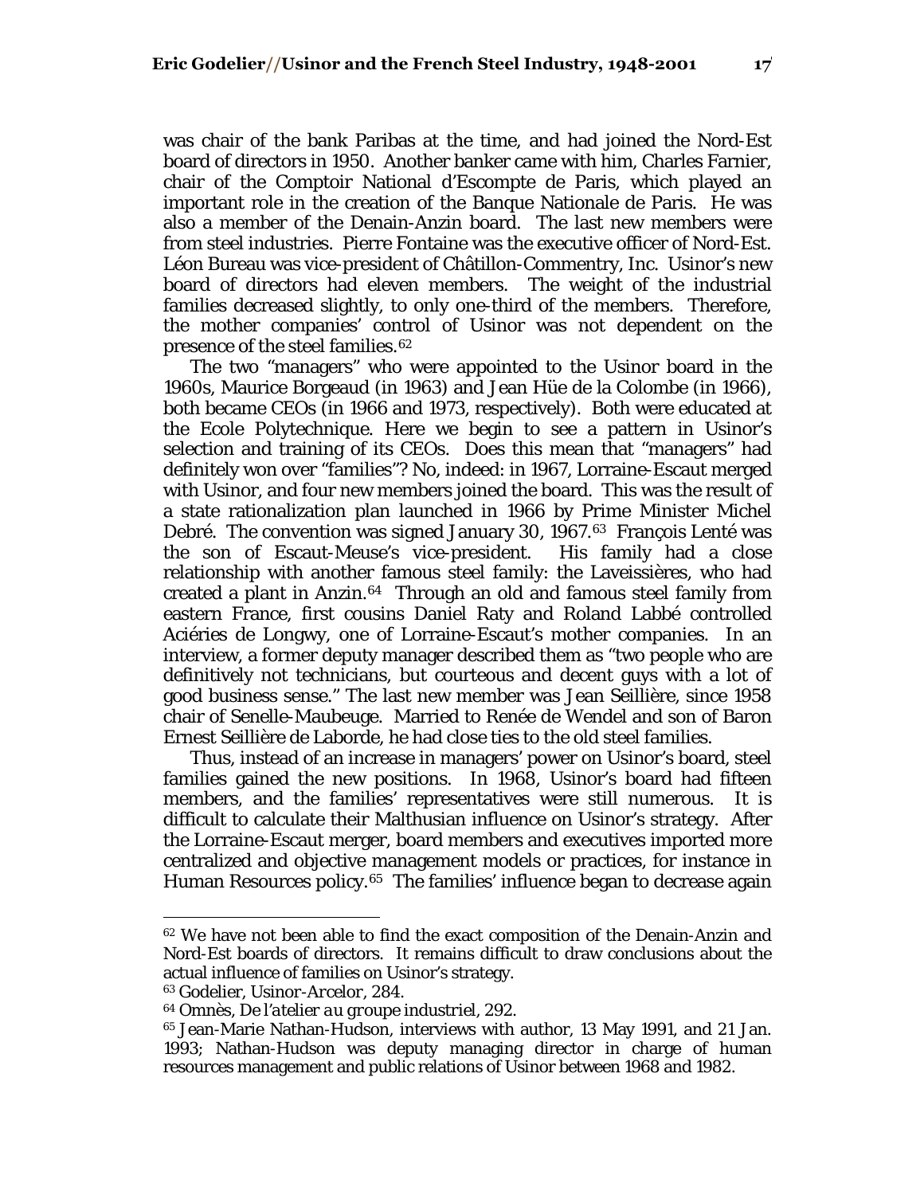was chair of the bank Paribas at the time, and had joined the Nord-Est board of directors in 1950. Another banker came with him, Charles Farnier, chair of the Comptoir National d'Escompte de Paris, which played an important role in the creation of the Banque Nationale de Paris. He was also a member of the Denain-Anzin board. The last new members were from steel industries. Pierre Fontaine was the executive officer of Nord-Est. Léon Bureau was vice-president of Châtillon-Commentry, Inc. Usinor's new board of directors had eleven members. The weight of the industrial families decreased slightly, to only one-third of the members. Therefore, the mother companies' control of Usinor was not dependent on the presence of the steel families.[62]

The two "managers" who were appointed to the Usinor board in the 1960s, Maurice Borgeaud (in 1963) and Jean Hüe de la Colombe (in 1966), both became CEOs (in 1966 and 1973, respectively). Both were educated at the Ecole Polytechnique. Here we begin to see a pattern in Usinor's selection and training of its CEOs. Does this mean that "managers" had definitely won over "families"? No, indeed: in 1967, Lorraine-Escaut merged with Usinor, and four new members joined the board. This was the result of a state rationalization plan launched in 1966 by Prime Minister Michel Debré. The convention was signed January 30, 1967.[63] François Lenté was the son of Escaut-Meuse's vice-president. His family had a close relationship with another famous steel family: the Laveissières, who had created a plant in Anzin.[64] Through an old and famous steel family from eastern France, first cousins Daniel Raty and Roland Labbé controlled Aciéries de Longwy, one of Lorraine-Escaut's mother companies. In an interview, a former deputy manager described them as "two people who are definitively not technicians, but courteous and decent guys with a lot of good business sense." The last new member was Jean Seillière, since 1958 chair of Senelle-Maubeuge. Married to Renée de Wendel and son of Baron Ernest Seillière de Laborde, he had close ties to the old steel families.

Thus, instead of an increase in managers' power on Usinor's board, steel families gained the new positions. In 1968, Usinor's board had fifteen members, and the families' representatives were still numerous. It is difficult to calculate their Malthusian influence on Usinor's strategy. After the Lorraine-Escaut merger, board members and executives imported more centralized and objective management models or practices, for instance in Human Resources policy.[65] The families' influence began to decrease again

---

[62] We have not been able to find the exact composition of the Denain-Anzin and Nord-Est boards of directors. It remains difficult to draw conclusions about the actual influence of families on Usinor's strategy.

[63] Godelier, *Usinor-Arcelor*, 284.

[64] Omnès, *De l'atelier au groupe industriel*, 292.

[65] Jean-Marie Nathan-Hudson, interviews with author, 13 May 1991, and 21 Jan. 1993; Nathan-Hudson was deputy managing director in charge of human resources management and public relations of Usinor between 1968 and 1982.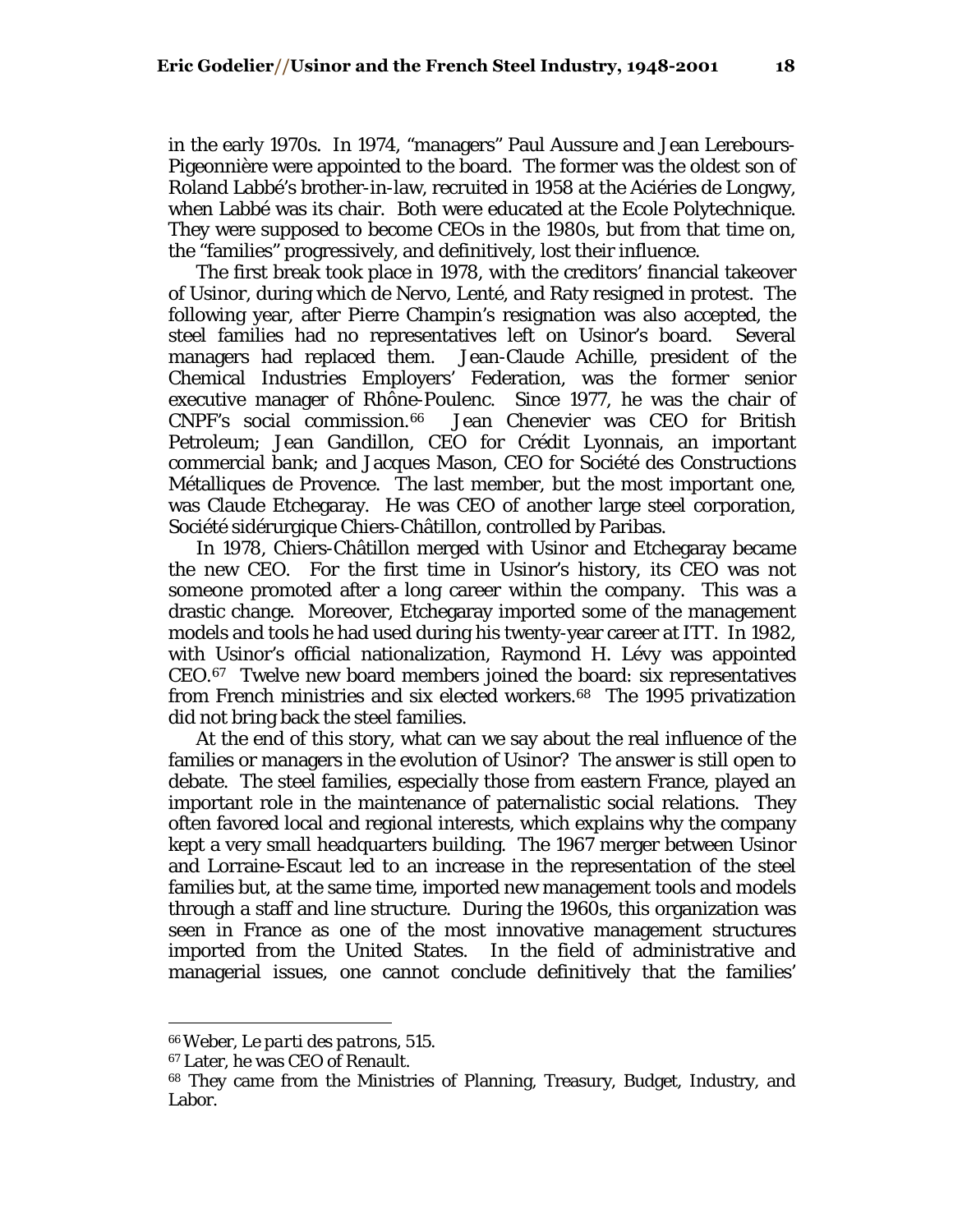in the early 1970s. In 1974, "managers" Paul Aussure and Jean Lerebours-Pigeonnière were appointed to the board. The former was the oldest son of Roland Labbé's brother-in-law, recruited in 1958 at the Aciéries de Longwy, when Labbé was its chair. Both were educated at the Ecole Polytechnique. They were supposed to become CEOs in the 1980s, but from that time on, the "families" progressively, and definitively, lost their influence.

The first break took place in 1978, with the creditors' financial takeover of Usinor, during which de Nervo, Lenté, and Raty resigned in protest. The following year, after Pierre Champin's resignation was also accepted, the steel families had no representatives left on Usinor's board. Several managers had replaced them. Jean-Claude Achille, president of the Chemical Industries Employers' Federation, was the former senior executive manager of Rhône-Poulenc. Since 1977, he was the chair of CNPF's social commission.[66] Jean Chenevier was CEO for British Petroleum; Jean Gandillon, CEO for Crédit Lyonnais, an important commercial bank; and Jacques Mason, CEO for Société des Constructions Métalliques de Provence. The last member, but the most important one, was Claude Etchegaray. He was CEO of another large steel corporation, Société sidérurgique Chiers-Châtillon, controlled by Paribas.

In 1978, Chiers-Châtillon merged with Usinor and Etchegaray became the new CEO. For the first time in Usinor's history, its CEO was not someone promoted after a long career within the company. This was a drastic change. Moreover, Etchegaray imported some of the management models and tools he had used during his twenty-year career at ITT. In 1982, with Usinor's official nationalization, Raymond H. Lévy was appointed CEO.[67] Twelve new board members joined the board: six representatives from French ministries and six elected workers.[68] The 1995 privatization did not bring back the steel families.

At the end of this story, what can we say about the real influence of the families or managers in the evolution of Usinor? The answer is still open to debate. The steel families, especially those from eastern France, played an important role in the maintenance of paternalistic social relations. They often favored local and regional interests, which explains why the company kept a very small headquarters building. The 1967 merger between Usinor and Lorraine-Escaut led to an increase in the representation of the steel families but, at the same time, imported new management tools and models through a staff and line structure. During the 1960s, this organization was seen in France as one of the most innovative management structures imported from the United States. In the field of administrative and managerial issues, one cannot conclude definitively that the families'

---

[66] Weber, *Le parti des patrons*, 515.

[67] Later, he was CEO of Renault.

[68] They came from the Ministries of Planning, Treasury, Budget, Industry, and Labor.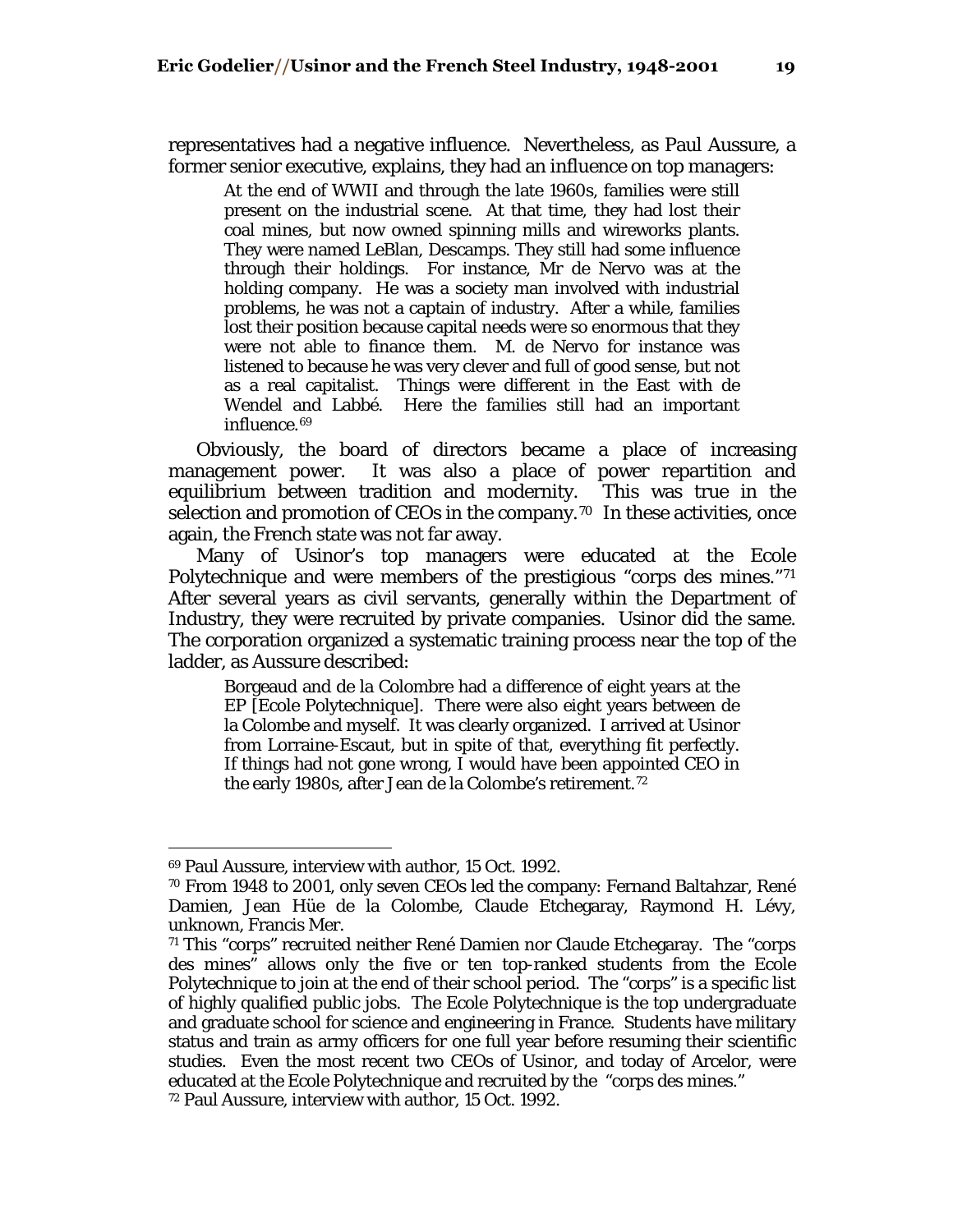representatives had a negative influence. Nevertheless, as Paul Aussure, a former senior executive, explains, they had an influence on top managers:

> At the end of WWII and through the late 1960s, families were still present on the industrial scene. At that time, they had lost their coal mines, but now owned spinning mills and wireworks plants. They were named LeBlan, Descamps. They still had some influence through their holdings. For instance, Mr de Nervo was at the holding company. He was a society man involved with industrial problems, he was not a captain of industry. After a while, families lost their position because capital needs were so enormous that they were not able to finance them. M. de Nervo for instance was listened to because he was very clever and full of good sense, but not as a real capitalist. Things were different in the East with de Wendel and Labbé. Here the families still had an important influence.[69]

Obviously, the board of directors became a place of increasing management power. It was also a place of power repartition and equilibrium between tradition and modernity. This was true in the selection and promotion of CEOs in the company.[70] In these activities, once again, the French state was not far away.

Many of Usinor's top managers were educated at the Ecole Polytechnique and were members of the prestigious "corps des mines."[71] After several years as civil servants, generally within the Department of Industry, they were recruited by private companies. Usinor did the same. The corporation organized a systematic training process near the top of the ladder, as Aussure described:

> Borgeaud and de la Colombre had a difference of eight years at the EP [Ecole Polytechnique]. There were also eight years between de la Colombe and myself. It was clearly organized. I arrived at Usinor from Lorraine-Escaut, but in spite of that, everything fit perfectly. If things had not gone wrong, I would have been appointed CEO in the early 1980s, after Jean de la Colombe's retirement.[72]

---

[69] Paul Aussure, interview with author, 15 Oct. 1992.

[70] From 1948 to 2001, only seven CEOs led the company: Fernand Baltahzar, René Damien, Jean Hüe de la Colombe, Claude Etchegaray, Raymond H. Lévy, unknown, Francis Mer.

[71] This "corps" recruited neither René Damien nor Claude Etchegaray. The "corps des mines" allows only the five or ten top-ranked students from the Ecole Polytechnique to join at the end of their school period. The "corps" is a specific list of highly qualified public jobs. The Ecole Polytechnique is the top undergraduate and graduate school for science and engineering in France. Students have military status and train as army officers for one full year before resuming their scientific studies. Even the most recent two CEOs of Usinor, and today of Arcelor, were educated at the Ecole Polytechnique and recruited by the "corps des mines."

[72] Paul Aussure, interview with author, 15 Oct. 1992.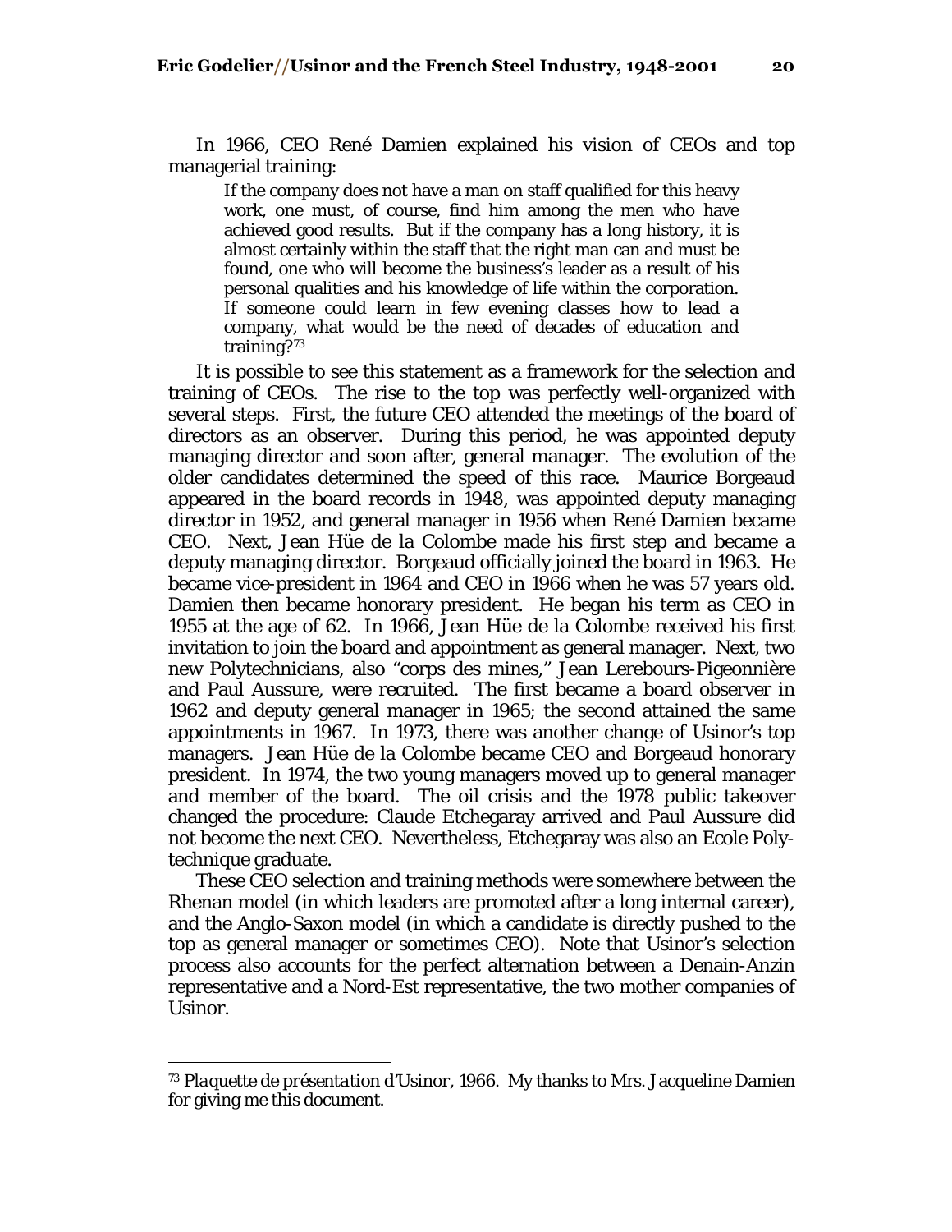In 1966, CEO René Damien explained his vision of CEOs and top managerial training:

> If the company does not have a man on staff qualified for this heavy work, one must, of course, find him among the men who have achieved good results. But if the company has a long history, it is almost certainly within the staff that the right man can and must be found, one who will become the business's leader as a result of his personal qualities and his knowledge of life within the corporation. If someone could learn in few evening classes how to lead a company, what would be the need of decades of education and training?[73]

It is possible to see this statement as a framework for the selection and training of CEOs. The rise to the top was perfectly well-organized with several steps. First, the future CEO attended the meetings of the board of directors as an observer. During this period, he was appointed deputy managing director and soon after, general manager. The evolution of the older candidates determined the speed of this race. Maurice Borgeaud appeared in the board records in 1948, was appointed deputy managing director in 1952, and general manager in 1956 when René Damien became CEO. Next, Jean Hüe de la Colombe made his first step and became a deputy managing director. Borgeaud officially joined the board in 1963. He became vice-president in 1964 and CEO in 1966 when he was 57 years old. Damien then became honorary president. He began his term as CEO in 1955 at the age of 62. In 1966, Jean Hüe de la Colombe received his first invitation to join the board and appointment as general manager. Next, two new Polytechnicians, also "corps des mines," Jean Lerebours-Pigeonnière and Paul Aussure, were recruited. The first became a board observer in 1962 and deputy general manager in 1965; the second attained the same appointments in 1967. In 1973, there was another change of Usinor's top managers. Jean Hüe de la Colombe became CEO and Borgeaud honorary president. In 1974, the two young managers moved up to general manager and member of the board. The oil crisis and the 1978 public takeover changed the procedure: Claude Etchegaray arrived and Paul Aussure did not become the next CEO. Nevertheless, Etchegaray was also an Ecole Polytechnique graduate.

These CEO selection and training methods were somewhere between the Rhenan model (in which leaders are promoted after a long internal career), and the Anglo-Saxon model (in which a candidate is directly pushed to the top as general manager or sometimes CEO). Note that Usinor's selection process also accounts for the perfect alternation between a Denain-Anzin representative and a Nord-Est representative, the two mother companies of Usinor.

---

[73] *Plaquette de présentation d'Usinor*, 1966. My thanks to Mrs. Jacqueline Damien for giving me this document.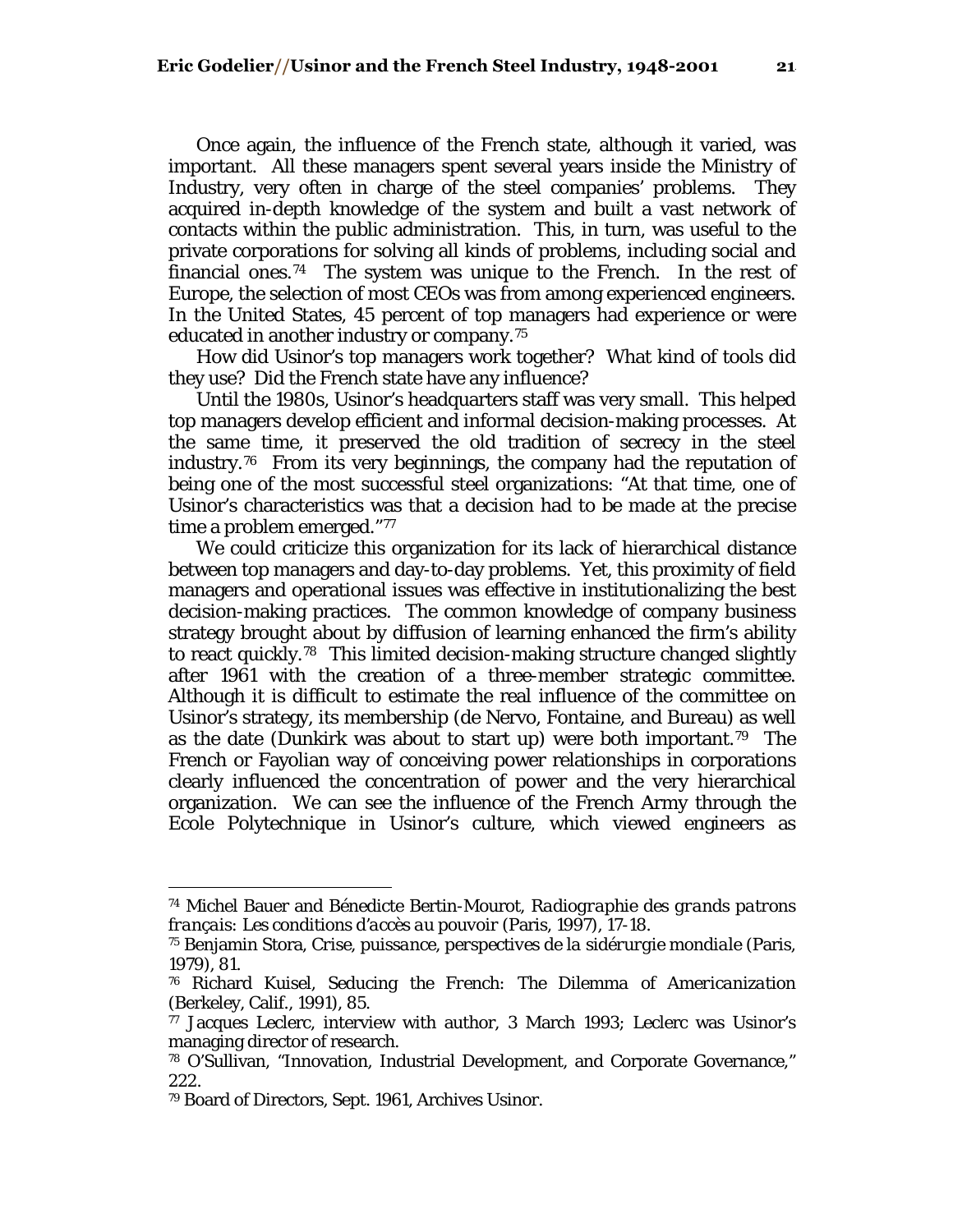Once again, the influence of the French state, although it varied, was important. All these managers spent several years inside the Ministry of Industry, very often in charge of the steel companies' problems. They acquired in-depth knowledge of the system and built a vast network of contacts within the public administration. This, in turn, was useful to the private corporations for solving all kinds of problems, including social and financial ones.[74] The system was unique to the French. In the rest of Europe, the selection of most CEOs was from among experienced engineers. In the United States, 45 percent of top managers had experience or were educated in another industry or company.[75]

How did Usinor's top managers work together? What kind of tools did they use? Did the French state have any influence?

Until the 1980s, Usinor's headquarters staff was very small. This helped top managers develop efficient and informal decision-making processes. At the same time, it preserved the old tradition of secrecy in the steel industry.[76] From its very beginnings, the company had the reputation of being one of the most successful steel organizations: "At that time, one of Usinor's characteristics was that a decision had to be made at the precise time a problem emerged."[77]

We could criticize this organization for its lack of hierarchical distance between top managers and day-to-day problems. Yet, this proximity of field managers and operational issues was effective in institutionalizing the best decision-making practices. The common knowledge of company business strategy brought about by diffusion of learning enhanced the firm's ability to react quickly.[78] This limited decision-making structure changed slightly after 1961 with the creation of a three-member strategic committee. Although it is difficult to estimate the real influence of the committee on Usinor's strategy, its membership (de Nervo, Fontaine, and Bureau) as well as the date (Dunkirk was about to start up) were both important.[79] The French or Fayolian way of conceiving power relationships in corporations clearly influenced the concentration of power and the very hierarchical organization. We can see the influence of the French Army through the Ecole Polytechnique in Usinor's culture, which viewed engineers as

---

[74] Michel Bauer and Bénedicte Bertin-Mourot, *Radiographie des grands patrons français: Les conditions d'accès au pouvoir* (Paris, 1997), 17-18.

[75] Benjamin Stora, *Crise, puissance, perspectives de la sidérurgie mondiale* (Paris, 1979), 81.

[76] Richard Kuisel, *Seducing the French: The Dilemma of Americanization* (Berkeley, Calif., 1991), 85.

[77] Jacques Leclerc, interview with author, 3 March 1993; Leclerc was Usinor's managing director of research.

[78] O'Sullivan, "Innovation, Industrial Development, and Corporate Governance," 222.

[79] Board of Directors, Sept. 1961, Archives Usinor.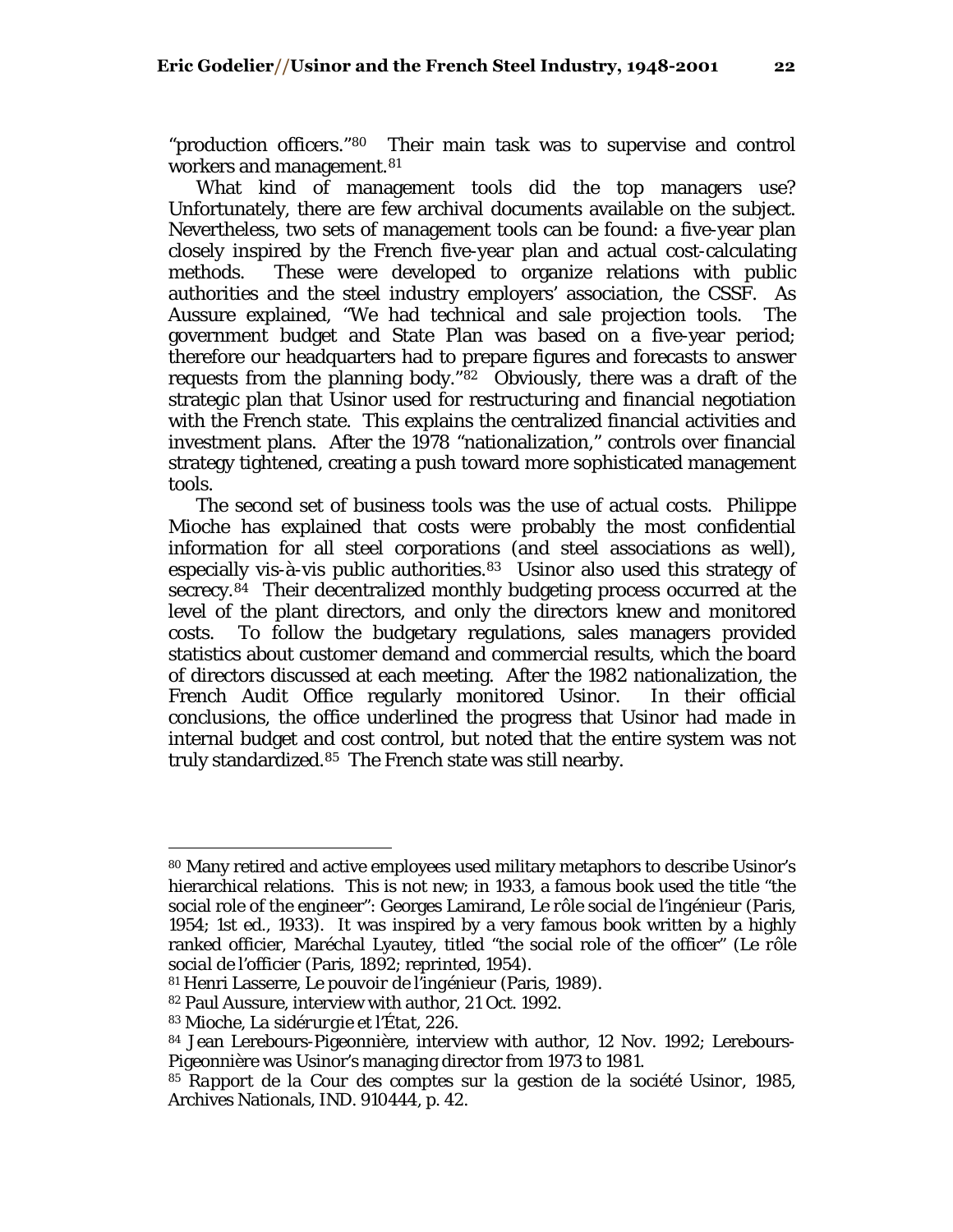"production officers."[80] Their main task was to supervise and control workers and management.[81]

What kind of management tools did the top managers use? Unfortunately, there are few archival documents available on the subject. Nevertheless, two sets of management tools can be found: a five-year plan closely inspired by the French five-year plan and actual cost-calculating methods. These were developed to organize relations with public authorities and the steel industry employers' association, the CSSF. As Aussure explained, "We had technical and sale projection tools. The government budget and State Plan was based on a five-year period; therefore our headquarters had to prepare figures and forecasts to answer requests from the planning body."[82] Obviously, there was a draft of the strategic plan that Usinor used for restructuring and financial negotiation with the French state. This explains the centralized financial activities and investment plans. After the 1978 "nationalization," controls over financial strategy tightened, creating a push toward more sophisticated management tools.

The second set of business tools was the use of actual costs. Philippe Mioche has explained that costs were probably the most confidential information for all steel corporations (and steel associations as well), especially vis-à-vis public authorities.[83] Usinor also used this strategy of secrecy.[84] Their decentralized monthly budgeting process occurred at the level of the plant directors, and only the directors knew and monitored costs. To follow the budgetary regulations, sales managers provided statistics about customer demand and commercial results, which the board of directors discussed at each meeting. After the 1982 nationalization, the French Audit Office regularly monitored Usinor. In their official conclusions, the office underlined the progress that Usinor had made in internal budget and cost control, but noted that the entire system was not truly standardized.[85] The French state was still nearby.

---

[80] Many retired and active employees used military metaphors to describe Usinor's hierarchical relations. This is not new; in 1933, a famous book used the title "the social role of the engineer": Georges Lamirand, *Le rôle social de l'ingénieur* (Paris, 1954; 1st ed., 1933). It was inspired by a very famous book written by a highly ranked officier, Maréchal Lyautey, titled "the social role of the officer" (*Le rôle social de l'officier* (Paris, 1892; reprinted, 1954).

[81] Henri Lasserre, *Le pouvoir de l'ingénieur* (Paris, 1989).

[82] Paul Aussure, interview with author, 21 Oct. 1992.

[83] Mioche, *La sidérurgie et l'État*, 226.

[84] Jean Lerebours-Pigeonnière, interview with author, 12 Nov. 1992; Lerebours-Pigeonnière was Usinor's managing director from 1973 to 1981.

[85] *Rapport de la Cour des comptes sur la gestion de la société Usinor*, 1985, Archives Nationals, IND. 910444, p. 42.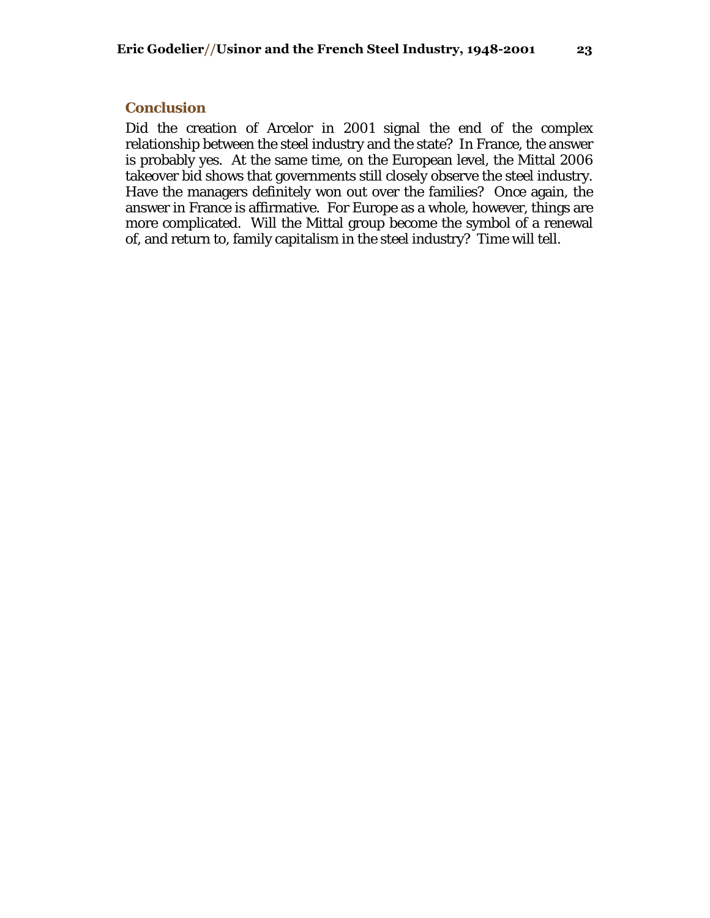## Conclusion

Did the creation of Arcelor in 2001 signal the end of the complex relationship between the steel industry and the state? In France, the answer is probably yes. At the same time, on the European level, the Mittal 2006 takeover bid shows that governments still closely observe the steel industry. Have the managers definitely won out over the families? Once again, the answer in France is affirmative. For Europe as a whole, however, things are more complicated. Will the Mittal group become the symbol of a renewal of, and return to, family capitalism in the steel industry? Time will tell.